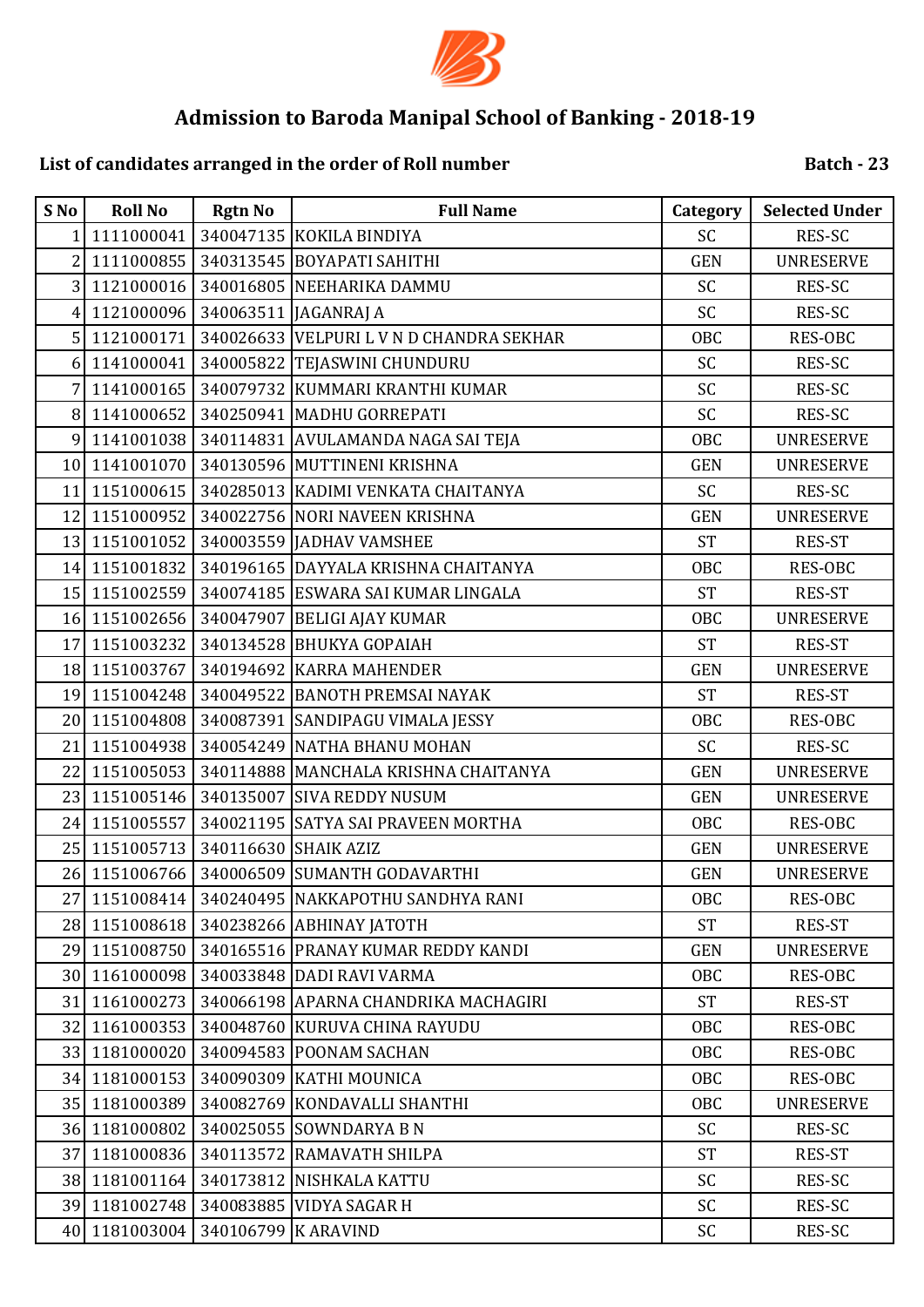# Admission to Baroda Manipal School of Banking - 2018-19

**List of candidates arranged in the order of Roll number** **Batch - 23**

| S No | Roll No | Rgtn No | Full Name | Category | Selected Under |
|---|---|---|---|---|---|
| 1 | 1111000041 | 340047135 | KOKILA BINDIYA | SC | RES-SC |
| 2 | 1111000855 | 340313545 | BOYAPATI SAHITHI | GEN | UNRESERVE |
| 3 | 1121000016 | 340016805 | NEEHARIKA DAMMU | SC | RES-SC |
| 4 | 1121000096 | 340063511 | JAGANRAJ A | SC | RES-SC |
| 5 | 1121000171 | 340026633 | VELPURI L V N D CHANDRA SEKHAR | OBC | RES-OBC |
| 6 | 1141000041 | 340005822 | TEJASWINI CHUNDURU | SC | RES-SC |
| 7 | 1141000165 | 340079732 | KUMMARI KRANTHI KUMAR | SC | RES-SC |
| 8 | 1141000652 | 340250941 | MADHU GORREPATI | SC | RES-SC |
| 9 | 1141001038 | 340114831 | AVULAMANDA NAGA SAI TEJA | OBC | UNRESERVE |
| 10 | 1141001070 | 340130596 | MUTTINENI KRISHNA | GEN | UNRESERVE |
| 11 | 1151000615 | 340285013 | KADIMI VENKATA CHAITANYA | SC | RES-SC |
| 12 | 1151000952 | 340022756 | NORI NAVEEN KRISHNA | GEN | UNRESERVE |
| 13 | 1151001052 | 340003559 | JADHAV VAMSHEE | ST | RES-ST |
| 14 | 1151001832 | 340196165 | DAYYALA KRISHNA CHAITANYA | OBC | RES-OBC |
| 15 | 1151002559 | 340074185 | ESWARA SAI KUMAR LINGALA | ST | RES-ST |
| 16 | 1151002656 | 340047907 | BELIGI AJAY KUMAR | OBC | UNRESERVE |
| 17 | 1151003232 | 340134528 | BHUKYA GOPAIAH | ST | RES-ST |
| 18 | 1151003767 | 340194692 | KARRA MAHENDER | GEN | UNRESERVE |
| 19 | 1151004248 | 340049522 | BANOTH PREMSAI NAYAK | ST | RES-ST |
| 20 | 1151004808 | 340087391 | SANDIPAGU VIMALA JESSY | OBC | RES-OBC |
| 21 | 1151004938 | 340054249 | NATHA BHANU MOHAN | SC | RES-SC |
| 22 | 1151005053 | 340114888 | MANCHALA KRISHNA CHAITANYA | GEN | UNRESERVE |
| 23 | 1151005146 | 340135007 | SIVA REDDY NUSUM | GEN | UNRESERVE |
| 24 | 1151005557 | 340021195 | SATYA SAI PRAVEEN MORTHA | OBC | RES-OBC |
| 25 | 1151005713 | 340116630 | SHAIK AZIZ | GEN | UNRESERVE |
| 26 | 1151006766 | 340006509 | SUMANTH GODAVARTHI | GEN | UNRESERVE |
| 27 | 1151008414 | 340240495 | NAKKAPOTHU SANDHYA RANI | OBC | RES-OBC |
| 28 | 1151008618 | 340238266 | ABHINAY JATOTH | ST | RES-ST |
| 29 | 1151008750 | 340165516 | PRANAY KUMAR REDDY KANDI | GEN | UNRESERVE |
| 30 | 1161000098 | 340033848 | DADI RAVI VARMA | OBC | RES-OBC |
| 31 | 1161000273 | 340066198 | APARNA CHANDRIKA MACHAGIRI | ST | RES-ST |
| 32 | 1161000353 | 340048760 | KURUVA CHINA RAYUDU | OBC | RES-OBC |
| 33 | 1181000020 | 340094583 | POONAM SACHAN | OBC | RES-OBC |
| 34 | 1181000153 | 340090309 | KATHI MOUNICA | OBC | RES-OBC |
| 35 | 1181000389 | 340082769 | KONDAVALLI SHANTHI | OBC | UNRESERVE |
| 36 | 1181000802 | 340025055 | SOWNDARYA B N | SC | RES-SC |
| 37 | 1181000836 | 340113572 | RAMAVATH SHILPA | ST | RES-ST |
| 38 | 1181001164 | 340173812 | NISHKALA KATTU | SC | RES-SC |
| 39 | 1181002748 | 340083885 | VIDYA SAGAR H | SC | RES-SC |
| 40 | 1181003004 | 340106799 | K ARAVIND | SC | RES-SC |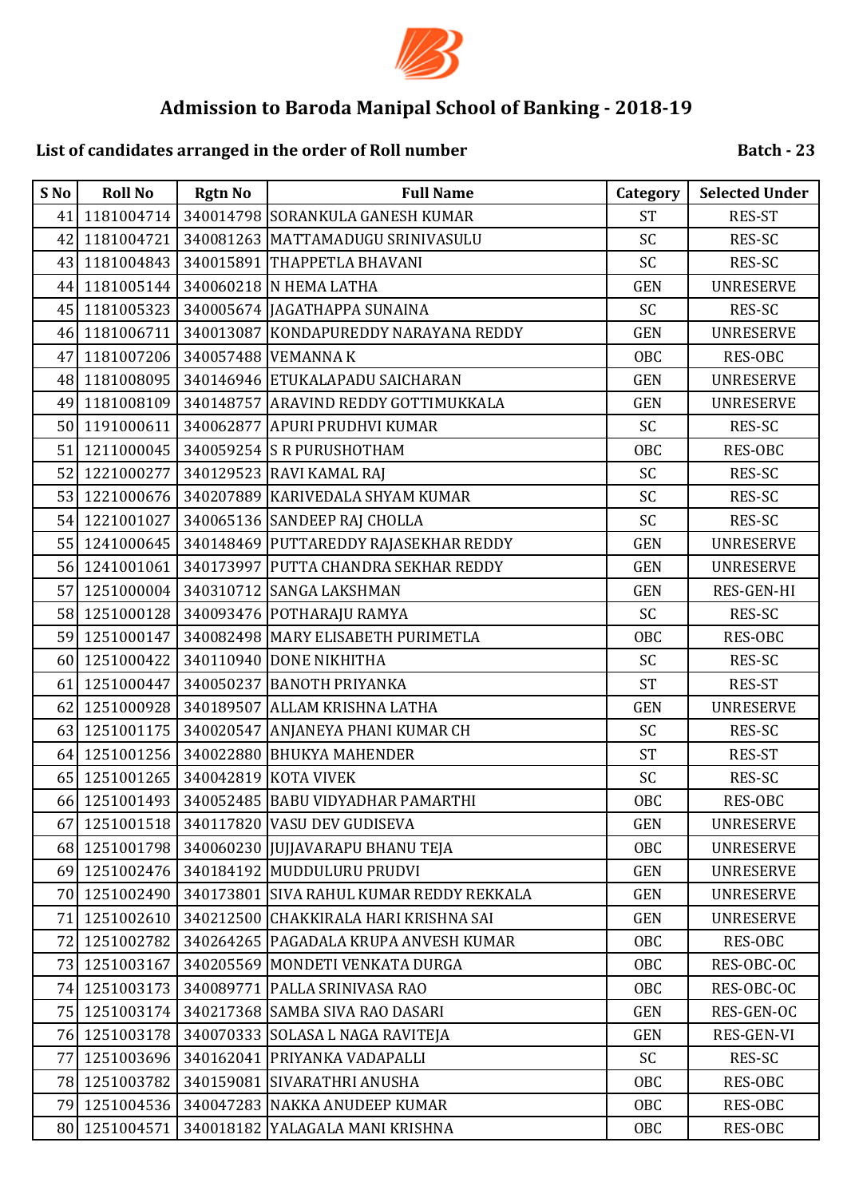# Admission to Baroda Manipal School of Banking - 2018-19

**List of candidates arranged in the order of Roll number** **Batch - 23**

| S No | Roll No | Rgtn No | Full Name | Category | Selected Under |
|---|---|---|---|---|---|
| 41 | 1181004714 | 340014798 | SORANKULA GANESH KUMAR | ST | RES-ST |
| 42 | 1181004721 | 340081263 | MATTAMADUGU SRINIVASULU | SC | RES-SC |
| 43 | 1181004843 | 340015891 | THAPPETLA BHAVANI | SC | RES-SC |
| 44 | 1181005144 | 340060218 | N HEMA LATHA | GEN | UNRESERVE |
| 45 | 1181005323 | 340005674 | JAGATHAPPA SUNAINA | SC | RES-SC |
| 46 | 1181006711 | 340013087 | KONDAPUREDDY NARAYANA REDDY | GEN | UNRESERVE |
| 47 | 1181007206 | 340057488 | VEMANNA K | OBC | RES-OBC |
| 48 | 1181008095 | 340146946 | ETUKALAPADU SAICHARAN | GEN | UNRESERVE |
| 49 | 1181008109 | 340148757 | ARAVIND REDDY GOTTIMUKKALA | GEN | UNRESERVE |
| 50 | 1191000611 | 340062877 | APURI PRUDHVI KUMAR | SC | RES-SC |
| 51 | 1211000045 | 340059254 | S R PURUSHOTHAM | OBC | RES-OBC |
| 52 | 1221000277 | 340129523 | RAVI KAMAL RAJ | SC | RES-SC |
| 53 | 1221000676 | 340207889 | KARIVEDALA SHYAM KUMAR | SC | RES-SC |
| 54 | 1221001027 | 340065136 | SANDEEP RAJ CHOLLA | SC | RES-SC |
| 55 | 1241000645 | 340148469 | PUTTAREDDY RAJASEKHAR REDDY | GEN | UNRESERVE |
| 56 | 1241001061 | 340173997 | PUTTA CHANDRA SEKHAR REDDY | GEN | UNRESERVE |
| 57 | 1251000004 | 340310712 | SANGA LAKSHMAN | GEN | RES-GEN-HI |
| 58 | 1251000128 | 340093476 | POTHARAJU RAMYA | SC | RES-SC |
| 59 | 1251000147 | 340082498 | MARY ELISABETH PURIMETLA | OBC | RES-OBC |
| 60 | 1251000422 | 340110940 | DONE NIKHITHA | SC | RES-SC |
| 61 | 1251000447 | 340050237 | BANOTH PRIYANKA | ST | RES-ST |
| 62 | 1251000928 | 340189507 | ALLAM KRISHNA LATHA | GEN | UNRESERVE |
| 63 | 1251001175 | 340020547 | ANJANEYA PHANI KUMAR CH | SC | RES-SC |
| 64 | 1251001256 | 340022880 | BHUKYA MAHENDER | ST | RES-ST |
| 65 | 1251001265 | 340042819 | KOTA VIVEK | SC | RES-SC |
| 66 | 1251001493 | 340052485 | BABU VIDYADHAR PAMARTHI | OBC | RES-OBC |
| 67 | 1251001518 | 340117820 | VASU DEV GUDISEVA | GEN | UNRESERVE |
| 68 | 1251001798 | 340060230 | JUJJAVARAPU BHANU TEJA | OBC | UNRESERVE |
| 69 | 1251002476 | 340184192 | MUDDULURU PRUDVI | GEN | UNRESERVE |
| 70 | 1251002490 | 340173801 | SIVA RAHUL KUMAR REDDY REKKALA | GEN | UNRESERVE |
| 71 | 1251002610 | 340212500 | CHAKKIRALA HARI KRISHNA SAI | GEN | UNRESERVE |
| 72 | 1251002782 | 340264265 | PAGADALA KRUPA ANVESH KUMAR | OBC | RES-OBC |
| 73 | 1251003167 | 340205569 | MONDETI VENKATA DURGA | OBC | RES-OBC-OC |
| 74 | 1251003173 | 340089771 | PALLA SRINIVASA RAO | OBC | RES-OBC-OC |
| 75 | 1251003174 | 340217368 | SAMBA SIVA RAO DASARI | GEN | RES-GEN-OC |
| 76 | 1251003178 | 340070333 | SOLASA L NAGA RAVITEJA | GEN | RES-GEN-VI |
| 77 | 1251003696 | 340162041 | PRIYANKA VADAPALLI | SC | RES-SC |
| 78 | 1251003782 | 340159081 | SIVARATHRI ANUSHA | OBC | RES-OBC |
| 79 | 1251004536 | 340047283 | NAKKA ANUDEEP KUMAR | OBC | RES-OBC |
| 80 | 1251004571 | 340018182 | YALAGALA MANI KRISHNA | OBC | RES-OBC |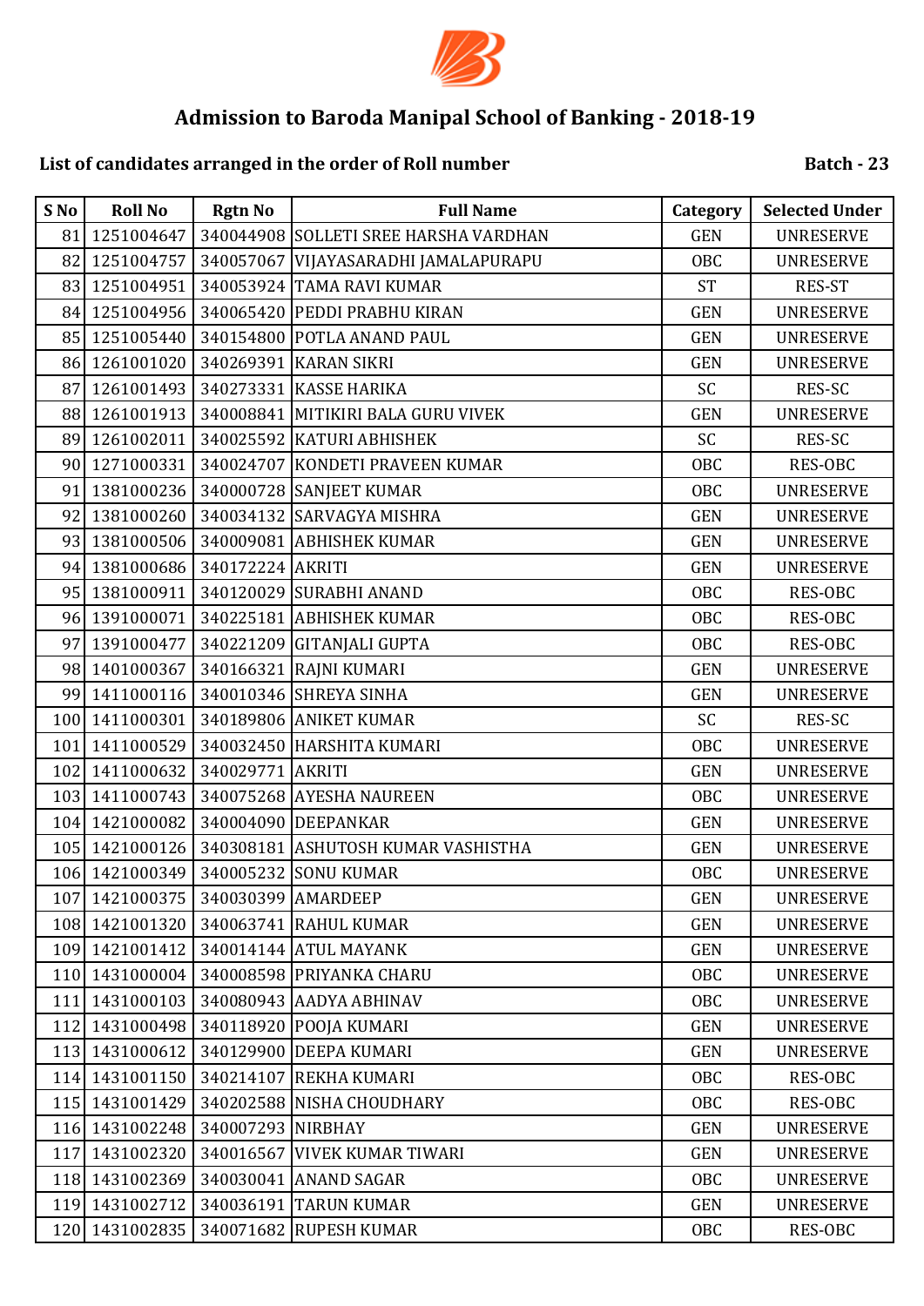# Admission to Baroda Manipal School of Banking - 2018-19

**List of candidates arranged in the order of Roll number** **Batch - 23**

| S No | Roll No | Rgtn No | Full Name | Category | Selected Under |
|---|---|---|---|---|---|
| 81 | 1251004647 | 340044908 | SOLLETI SREE HARSHA VARDHAN | GEN | UNRESERVE |
| 82 | 1251004757 | 340057067 | VIJAYASARADHI JAMALAPURAPU | OBC | UNRESERVE |
| 83 | 1251004951 | 340053924 | TAMA RAVI KUMAR | ST | RES-ST |
| 84 | 1251004956 | 340065420 | PEDDI PRABHU KIRAN | GEN | UNRESERVE |
| 85 | 1251005440 | 340154800 | POTLA ANAND PAUL | GEN | UNRESERVE |
| 86 | 1261001020 | 340269391 | KARAN SIKRI | GEN | UNRESERVE |
| 87 | 1261001493 | 340273331 | KASSE HARIKA | SC | RES-SC |
| 88 | 1261001913 | 340008841 | MITIKIRI BALA GURU VIVEK | GEN | UNRESERVE |
| 89 | 1261002011 | 340025592 | KATURI ABHISHEK | SC | RES-SC |
| 90 | 1271000331 | 340024707 | KONDETI PRAVEEN KUMAR | OBC | RES-OBC |
| 91 | 1381000236 | 340000728 | SANJEET KUMAR | OBC | UNRESERVE |
| 92 | 1381000260 | 340034132 | SARVAGYA MISHRA | GEN | UNRESERVE |
| 93 | 1381000506 | 340009081 | ABHISHEK KUMAR | GEN | UNRESERVE |
| 94 | 1381000686 | 340172224 | AKRITI | GEN | UNRESERVE |
| 95 | 1381000911 | 340120029 | SURABHI ANAND | OBC | RES-OBC |
| 96 | 1391000071 | 340225181 | ABHISHEK KUMAR | OBC | RES-OBC |
| 97 | 1391000477 | 340221209 | GITANJALI GUPTA | OBC | RES-OBC |
| 98 | 1401000367 | 340166321 | RAJNI KUMARI | GEN | UNRESERVE |
| 99 | 1411000116 | 340010346 | SHREYA SINHA | GEN | UNRESERVE |
| 100 | 1411000301 | 340189806 | ANIKET KUMAR | SC | RES-SC |
| 101 | 1411000529 | 340032450 | HARSHITA KUMARI | OBC | UNRESERVE |
| 102 | 1411000632 | 340029771 | AKRITI | GEN | UNRESERVE |
| 103 | 1411000743 | 340075268 | AYESHA NAUREEN | OBC | UNRESERVE |
| 104 | 1421000082 | 340004090 | DEEPANKAR | GEN | UNRESERVE |
| 105 | 1421000126 | 340308181 | ASHUTOSH KUMAR VASHISTHA | GEN | UNRESERVE |
| 106 | 1421000349 | 340005232 | SONU KUMAR | OBC | UNRESERVE |
| 107 | 1421000375 | 340030399 | AMARDEEP | GEN | UNRESERVE |
| 108 | 1421001320 | 340063741 | RAHUL KUMAR | GEN | UNRESERVE |
| 109 | 1421001412 | 340014144 | ATUL MAYANK | GEN | UNRESERVE |
| 110 | 1431000004 | 340008598 | PRIYANKA CHARU | OBC | UNRESERVE |
| 111 | 1431000103 | 340080943 | AADYA ABHINAV | OBC | UNRESERVE |
| 112 | 1431000498 | 340118920 | POOJA KUMARI | GEN | UNRESERVE |
| 113 | 1431000612 | 340129900 | DEEPA KUMARI | GEN | UNRESERVE |
| 114 | 1431001150 | 340214107 | REKHA KUMARI | OBC | RES-OBC |
| 115 | 1431001429 | 340202588 | NISHA CHOUDHARY | OBC | RES-OBC |
| 116 | 1431002248 | 340007293 | NIRBHAY | GEN | UNRESERVE |
| 117 | 1431002320 | 340016567 | VIVEK KUMAR TIWARI | GEN | UNRESERVE |
| 118 | 1431002369 | 340030041 | ANAND SAGAR | OBC | UNRESERVE |
| 119 | 1431002712 | 340036191 | TARUN KUMAR | GEN | UNRESERVE |
| 120 | 1431002835 | 340071682 | RUPESH KUMAR | OBC | RES-OBC |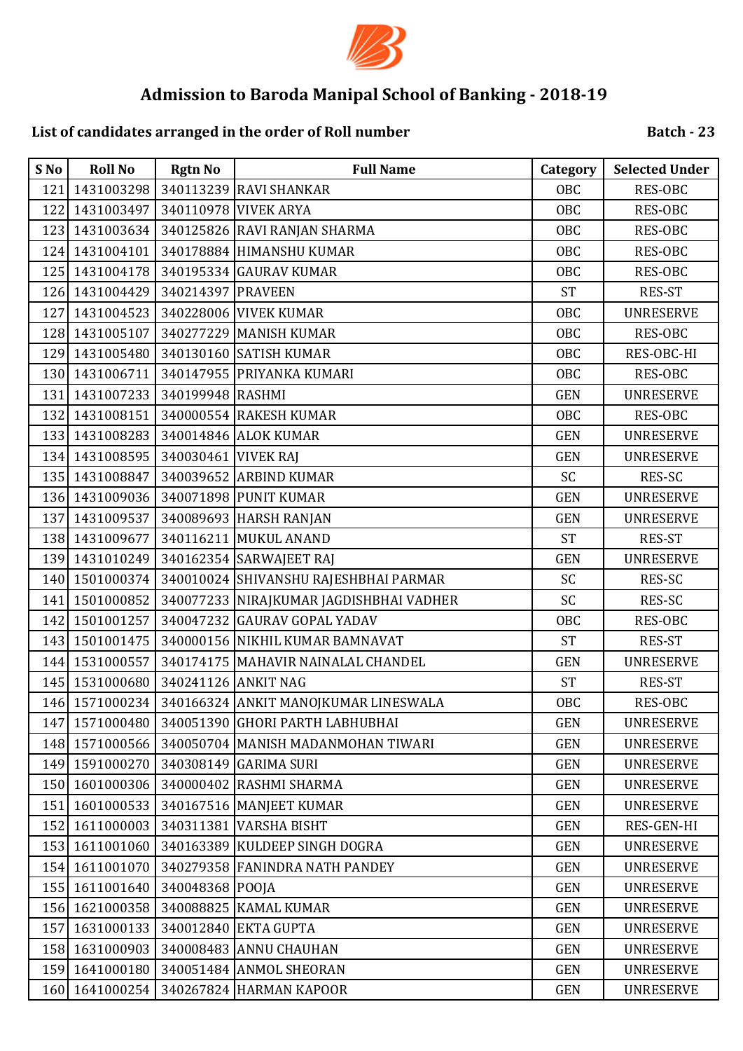# Admission to Baroda Manipal School of Banking - 2018-19

**List of candidates arranged in the order of Roll number** **Batch - 23**

| S No | Roll No | Rgtn No | Full Name | Category | Selected Under |
|---|---|---|---|---|---|
| 121 | 1431003298 | 340113239 | RAVI SHANKAR | OBC | RES-OBC |
| 122 | 1431003497 | 340110978 | VIVEK ARYA | OBC | RES-OBC |
| 123 | 1431003634 | 340125826 | RAVI RANJAN SHARMA | OBC | RES-OBC |
| 124 | 1431004101 | 340178884 | HIMANSHU KUMAR | OBC | RES-OBC |
| 125 | 1431004178 | 340195334 | GAURAV KUMAR | OBC | RES-OBC |
| 126 | 1431004429 | 340214397 | PRAVEEN | ST | RES-ST |
| 127 | 1431004523 | 340228006 | VIVEK KUMAR | OBC | UNRESERVE |
| 128 | 1431005107 | 340277229 | MANISH KUMAR | OBC | RES-OBC |
| 129 | 1431005480 | 340130160 | SATISH KUMAR | OBC | RES-OBC-HI |
| 130 | 1431006711 | 340147955 | PRIYANKA KUMARI | OBC | RES-OBC |
| 131 | 1431007233 | 340199948 | RASHMI | GEN | UNRESERVE |
| 132 | 1431008151 | 340000554 | RAKESH KUMAR | OBC | RES-OBC |
| 133 | 1431008283 | 340014846 | ALOK KUMAR | GEN | UNRESERVE |
| 134 | 1431008595 | 340030461 | VIVEK RAJ | GEN | UNRESERVE |
| 135 | 1431008847 | 340039652 | ARBIND KUMAR | SC | RES-SC |
| 136 | 1431009036 | 340071898 | PUNIT KUMAR | GEN | UNRESERVE |
| 137 | 1431009537 | 340089693 | HARSH RANJAN | GEN | UNRESERVE |
| 138 | 1431009677 | 340116211 | MUKUL ANAND | ST | RES-ST |
| 139 | 1431010249 | 340162354 | SARWAJEET RAJ | GEN | UNRESERVE |
| 140 | 1501000374 | 340010024 | SHIVANSHU RAJESHBHAI PARMAR | SC | RES-SC |
| 141 | 1501000852 | 340077233 | NIRAJKUMAR JAGDISHBHAI VADHER | SC | RES-SC |
| 142 | 1501001257 | 340047232 | GAURAV GOPAL YADAV | OBC | RES-OBC |
| 143 | 1501001475 | 340000156 | NIKHIL KUMAR BAMNAVAT | ST | RES-ST |
| 144 | 1531000557 | 340174175 | MAHAVIR NAINALAL CHANDEL | GEN | UNRESERVE |
| 145 | 1531000680 | 340241126 | ANKIT NAG | ST | RES-ST |
| 146 | 1571000234 | 340166324 | ANKIT MANOJKUMAR LINESWALA | OBC | RES-OBC |
| 147 | 1571000480 | 340051390 | GHORI PARTH LABHUBHAI | GEN | UNRESERVE |
| 148 | 1571000566 | 340050704 | MANISH MADANMOHAN TIWARI | GEN | UNRESERVE |
| 149 | 1591000270 | 340308149 | GARIMA SURI | GEN | UNRESERVE |
| 150 | 1601000306 | 340000402 | RASHMI SHARMA | GEN | UNRESERVE |
| 151 | 1601000533 | 340167516 | MANJEET KUMAR | GEN | UNRESERVE |
| 152 | 1611000003 | 340311381 | VARSHA BISHT | GEN | RES-GEN-HI |
| 153 | 1611001060 | 340163389 | KULDEEP SINGH DOGRA | GEN | UNRESERVE |
| 154 | 1611001070 | 340279358 | FANINDRA NATH PANDEY | GEN | UNRESERVE |
| 155 | 1611001640 | 340048368 | POOJA | GEN | UNRESERVE |
| 156 | 1621000358 | 340088825 | KAMAL KUMAR | GEN | UNRESERVE |
| 157 | 1631000133 | 340012840 | EKTA GUPTA | GEN | UNRESERVE |
| 158 | 1631000903 | 340008483 | ANNU CHAUHAN | GEN | UNRESERVE |
| 159 | 1641000180 | 340051484 | ANMOL SHEORAN | GEN | UNRESERVE |
| 160 | 1641000254 | 340267824 | HARMAN KAPOOR | GEN | UNRESERVE |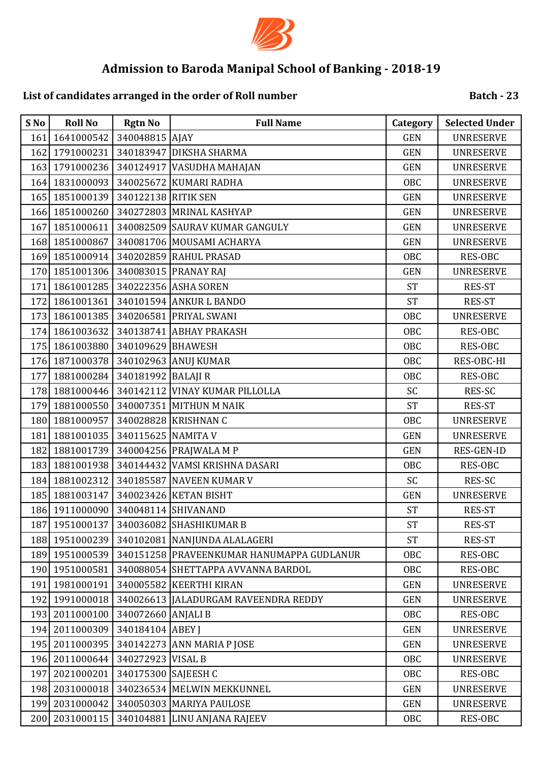# Admission to Baroda Manipal School of Banking - 2018-19

**List of candidates arranged in the order of Roll number** **Batch - 23**

| S No | Roll No | Rgtn No | Full Name | Category | Selected Under |
|---|---|---|---|---|---|
| 161 | 1641000542 | 340048815 | AJAY | GEN | UNRESERVE |
| 162 | 1791000231 | 340183947 | DIKSHA SHARMA | GEN | UNRESERVE |
| 163 | 1791000236 | 340124917 | VASUDHA MAHAJAN | GEN | UNRESERVE |
| 164 | 1831000093 | 340025672 | KUMARI RADHA | OBC | UNRESERVE |
| 165 | 1851000139 | 340122138 | RITIK SEN | GEN | UNRESERVE |
| 166 | 1851000260 | 340272803 | MRINAL KASHYAP | GEN | UNRESERVE |
| 167 | 1851000611 | 340082509 | SAURAV KUMAR GANGULY | GEN | UNRESERVE |
| 168 | 1851000867 | 340081706 | MOUSAMI ACHARYA | GEN | UNRESERVE |
| 169 | 1851000914 | 340202859 | RAHUL PRASAD | OBC | RES-OBC |
| 170 | 1851001306 | 340083015 | PRANAY RAJ | GEN | UNRESERVE |
| 171 | 1861001285 | 340222356 | ASHA SOREN | ST | RES-ST |
| 172 | 1861001361 | 340101594 | ANKUR L BANDO | ST | RES-ST |
| 173 | 1861001385 | 340206581 | PRIYAL SWANI | OBC | UNRESERVE |
| 174 | 1861003632 | 340138741 | ABHAY PRAKASH | OBC | RES-OBC |
| 175 | 1861003880 | 340109629 | BHAWESH | OBC | RES-OBC |
| 176 | 1871000378 | 340102963 | ANUJ KUMAR | OBC | RES-OBC-HI |
| 177 | 1881000284 | 340181992 | BALAJI R | OBC | RES-OBC |
| 178 | 1881000446 | 340142112 | VINAY KUMAR PILLOLLA | SC | RES-SC |
| 179 | 1881000550 | 340007351 | MITHUN M NAIK | ST | RES-ST |
| 180 | 1881000957 | 340028828 | KRISHNAN C | OBC | UNRESERVE |
| 181 | 1881001035 | 340115625 | NAMITA V | GEN | UNRESERVE |
| 182 | 1881001739 | 340004256 | PRAJWALA M P | GEN | RES-GEN-ID |
| 183 | 1881001938 | 340144432 | VAMSI KRISHNA DASARI | OBC | RES-OBC |
| 184 | 1881002312 | 340185587 | NAVEEN KUMAR V | SC | RES-SC |
| 185 | 1881003147 | 340023426 | KETAN BISHT | GEN | UNRESERVE |
| 186 | 1911000090 | 340048114 | SHIVANAND | ST | RES-ST |
| 187 | 1951000137 | 340036082 | SHASHIKUMAR B | ST | RES-ST |
| 188 | 1951000239 | 340102081 | NANJUNDA ALALAGERI | ST | RES-ST |
| 189 | 1951000539 | 340151258 | PRAVEENKUMAR HANUMAPPA GUDLANUR | OBC | RES-OBC |
| 190 | 1951000581 | 340088054 | SHETTAPPA AVVANNA BARDOL | OBC | RES-OBC |
| 191 | 1981000191 | 340005582 | KEERTHI KIRAN | GEN | UNRESERVE |
| 192 | 1991000018 | 340026613 | JALADURGAM RAVEENDRA REDDY | GEN | UNRESERVE |
| 193 | 2011000100 | 340072660 | ANJALI B | OBC | RES-OBC |
| 194 | 2011000309 | 340184104 | ABEY J | GEN | UNRESERVE |
| 195 | 2011000395 | 340142273 | ANN MARIA P JOSE | GEN | UNRESERVE |
| 196 | 2011000644 | 340272923 | VISAL B | OBC | UNRESERVE |
| 197 | 2021000201 | 340175300 | SAJEESH C | OBC | RES-OBC |
| 198 | 2031000018 | 340236534 | MELWIN MEKKUNNEL | GEN | UNRESERVE |
| 199 | 2031000042 | 340050303 | MARIYA PAULOSE | GEN | UNRESERVE |
| 200 | 2031000115 | 340104881 | LINU ANJANA RAJEEV | OBC | RES-OBC |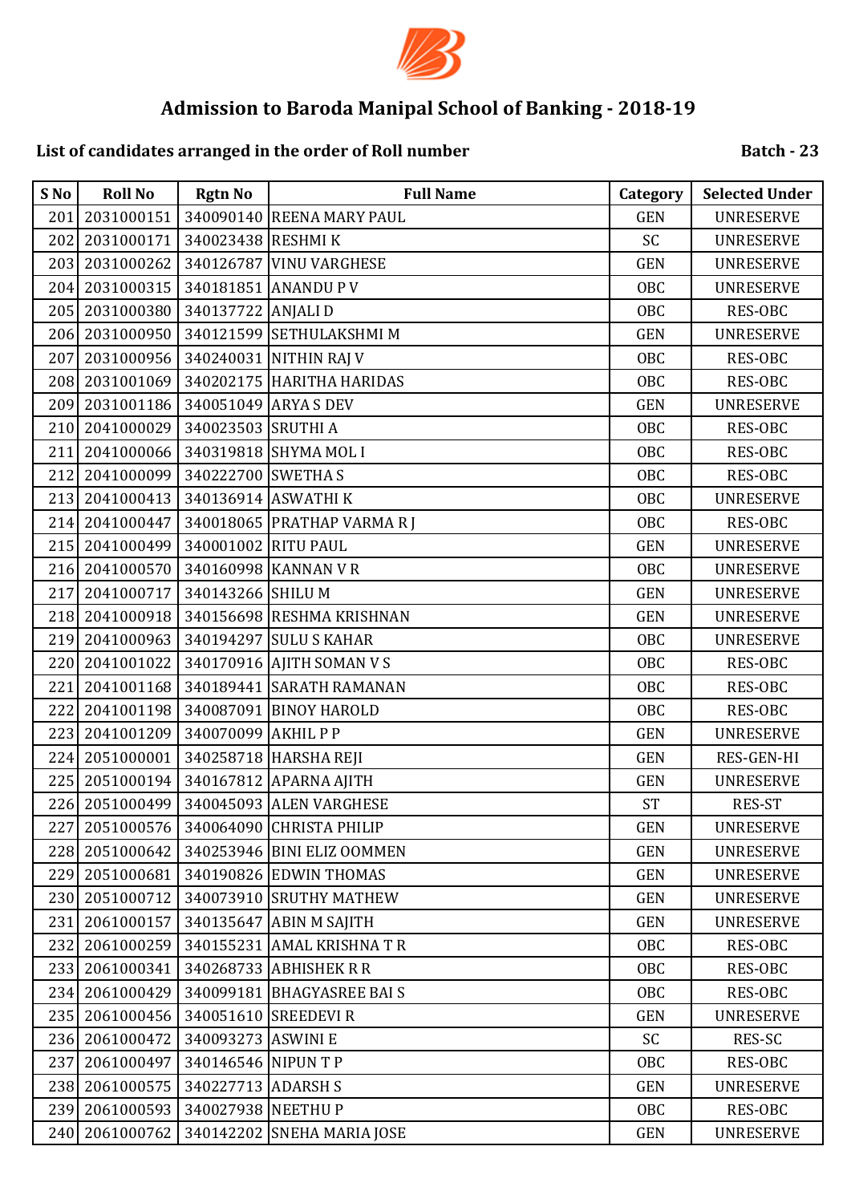# Admission to Baroda Manipal School of Banking - 2018-19

**List of candidates arranged in the order of Roll number** **Batch - 23**

| S No | Roll No | Rgtn No | Full Name | Category | Selected Under |
|---|---|---|---|---|---|
| 201 | 2031000151 | 340090140 | REENA MARY PAUL | GEN | UNRESERVE |
| 202 | 2031000171 | 340023438 | RESHMI K | SC | UNRESERVE |
| 203 | 2031000262 | 340126787 | VINU VARGHESE | GEN | UNRESERVE |
| 204 | 2031000315 | 340181851 | ANANDU P V | OBC | UNRESERVE |
| 205 | 2031000380 | 340137722 | ANJALI D | OBC | RES-OBC |
| 206 | 2031000950 | 340121599 | SETHULAKSHMI M | GEN | UNRESERVE |
| 207 | 2031000956 | 340240031 | NITHIN RAJ V | OBC | RES-OBC |
| 208 | 2031001069 | 340202175 | HARITHA HARIDAS | OBC | RES-OBC |
| 209 | 2031001186 | 340051049 | ARYA S DEV | GEN | UNRESERVE |
| 210 | 2041000029 | 340023503 | SRUTHI A | OBC | RES-OBC |
| 211 | 2041000066 | 340319818 | SHYMA MOL I | OBC | RES-OBC |
| 212 | 2041000099 | 340222700 | SWETHA S | OBC | RES-OBC |
| 213 | 2041000413 | 340136914 | ASWATHI K | OBC | UNRESERVE |
| 214 | 2041000447 | 340018065 | PRATHAP VARMA R J | OBC | RES-OBC |
| 215 | 2041000499 | 340001002 | RITU PAUL | GEN | UNRESERVE |
| 216 | 2041000570 | 340160998 | KANNAN V R | OBC | UNRESERVE |
| 217 | 2041000717 | 340143266 | SHILU M | GEN | UNRESERVE |
| 218 | 2041000918 | 340156698 | RESHMA KRISHNAN | GEN | UNRESERVE |
| 219 | 2041000963 | 340194297 | SULU S KAHAR | OBC | UNRESERVE |
| 220 | 2041001022 | 340170916 | AJITH SOMAN V S | OBC | RES-OBC |
| 221 | 2041001168 | 340189441 | SARATH RAMANAN | OBC | RES-OBC |
| 222 | 2041001198 | 340087091 | BINOY HAROLD | OBC | RES-OBC |
| 223 | 2041001209 | 340070099 | AKHIL P P | GEN | UNRESERVE |
| 224 | 2051000001 | 340258718 | HARSHA REJI | GEN | RES-GEN-HI |
| 225 | 2051000194 | 340167812 | APARNA AJITH | GEN | UNRESERVE |
| 226 | 2051000499 | 340045093 | ALEN VARGHESE | ST | RES-ST |
| 227 | 2051000576 | 340064090 | CHRISTA PHILIP | GEN | UNRESERVE |
| 228 | 2051000642 | 340253946 | BINI ELIZ OOMMEN | GEN | UNRESERVE |
| 229 | 2051000681 | 340190826 | EDWIN THOMAS | GEN | UNRESERVE |
| 230 | 2051000712 | 340073910 | SRUTHY MATHEW | GEN | UNRESERVE |
| 231 | 2061000157 | 340135647 | ABIN M SAJITH | GEN | UNRESERVE |
| 232 | 2061000259 | 340155231 | AMAL KRISHNA T R | OBC | RES-OBC |
| 233 | 2061000341 | 340268733 | ABHISHEK R R | OBC | RES-OBC |
| 234 | 2061000429 | 340099181 | BHAGYASREE BAI S | OBC | RES-OBC |
| 235 | 2061000456 | 340051610 | SREEDEVI R | GEN | UNRESERVE |
| 236 | 2061000472 | 340093273 | ASWINI E | SC | RES-SC |
| 237 | 2061000497 | 340146546 | NIPUN T P | OBC | RES-OBC |
| 238 | 2061000575 | 340227713 | ADARSH S | GEN | UNRESERVE |
| 239 | 2061000593 | 340027938 | NEETHU P | OBC | RES-OBC |
| 240 | 2061000762 | 340142202 | SNEHA MARIA JOSE | GEN | UNRESERVE |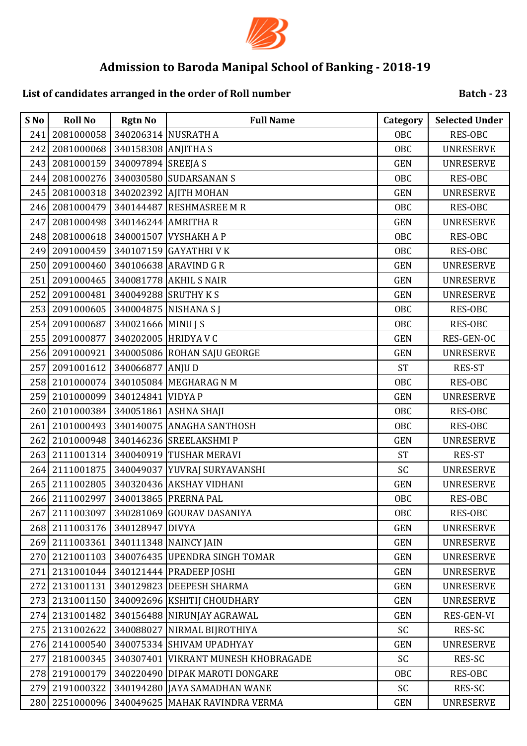# Admission to Baroda Manipal School of Banking - 2018-19

**List of candidates arranged in the order of Roll number** **Batch - 23**

| S No | Roll No | Rgtn No | Full Name | Category | Selected Under |
|---|---|---|---|---|---|
| 241 | 2081000058 | 340206314 | NUSRATH A | OBC | RES-OBC |
| 242 | 2081000068 | 340158308 | ANJITHA S | OBC | UNRESERVE |
| 243 | 2081000159 | 340097894 | SREEJA S | GEN | UNRESERVE |
| 244 | 2081000276 | 340030580 | SUDARSANAN S | OBC | RES-OBC |
| 245 | 2081000318 | 340202392 | AJITH MOHAN | GEN | UNRESERVE |
| 246 | 2081000479 | 340144487 | RESHMASREE M R | OBC | RES-OBC |
| 247 | 2081000498 | 340146244 | AMRITHA R | GEN | UNRESERVE |
| 248 | 2081000618 | 340001507 | VYSHAKH A P | OBC | RES-OBC |
| 249 | 2091000459 | 340107159 | GAYATHRI V K | OBC | RES-OBC |
| 250 | 2091000460 | 340106638 | ARAVIND G R | GEN | UNRESERVE |
| 251 | 2091000465 | 340081778 | AKHIL S NAIR | GEN | UNRESERVE |
| 252 | 2091000481 | 340049288 | SRUTHY K S | GEN | UNRESERVE |
| 253 | 2091000605 | 340004875 | NISHANA S J | OBC | RES-OBC |
| 254 | 2091000687 | 340021666 | MINU J S | OBC | RES-OBC |
| 255 | 2091000877 | 340202005 | HRIDYA V C | GEN | RES-GEN-OC |
| 256 | 2091000921 | 340005086 | ROHAN SAJU GEORGE | GEN | UNRESERVE |
| 257 | 2091001612 | 340066877 | ANJU D | ST | RES-ST |
| 258 | 2101000074 | 340105084 | MEGHARAG N M | OBC | RES-OBC |
| 259 | 2101000099 | 340124841 | VIDYA P | GEN | UNRESERVE |
| 260 | 2101000384 | 340051861 | ASHNA SHAJI | OBC | RES-OBC |
| 261 | 2101000493 | 340140075 | ANAGHA SANTHOSH | OBC | RES-OBC |
| 262 | 2101000948 | 340146236 | SREELAKSHMI P | GEN | UNRESERVE |
| 263 | 2111001314 | 340040919 | TUSHAR MERAVI | ST | RES-ST |
| 264 | 2111001875 | 340049037 | YUVRAJ SURYAVANSHI | SC | UNRESERVE |
| 265 | 2111002805 | 340320436 | AKSHAY VIDHANI | GEN | UNRESERVE |
| 266 | 2111002997 | 340013865 | PRERNA PAL | OBC | RES-OBC |
| 267 | 2111003097 | 340281069 | GOURAV DASANIYA | OBC | RES-OBC |
| 268 | 2111003176 | 340128947 | DIVYA | GEN | UNRESERVE |
| 269 | 2111003361 | 340111348 | NAINCY JAIN | GEN | UNRESERVE |
| 270 | 2121001103 | 340076435 | UPENDRA SINGH TOMAR | GEN | UNRESERVE |
| 271 | 2131001044 | 340121444 | PRADEEP JOSHI | GEN | UNRESERVE |
| 272 | 2131001131 | 340129823 | DEEPESH SHARMA | GEN | UNRESERVE |
| 273 | 2131001150 | 340092696 | KSHITIJ CHOUDHARY | GEN | UNRESERVE |
| 274 | 2131001482 | 340156488 | NIRUNJAY AGRAWAL | GEN | RES-GEN-VI |
| 275 | 2131002622 | 340088027 | NIRMAL BIJROTHIYA | SC | RES-SC |
| 276 | 2141000540 | 340075334 | SHIVAM UPADHYAY | GEN | UNRESERVE |
| 277 | 2181000345 | 340307401 | VIKRANT MUNESH KHOBRAGADE | SC | RES-SC |
| 278 | 2191000179 | 340220490 | DIPAK MAROTI DONGARE | OBC | RES-OBC |
| 279 | 2191000322 | 340194280 | JAYA SAMADHAN WANE | SC | RES-SC |
| 280 | 2251000096 | 340049625 | MAHAK RAVINDRA VERMA | GEN | UNRESERVE |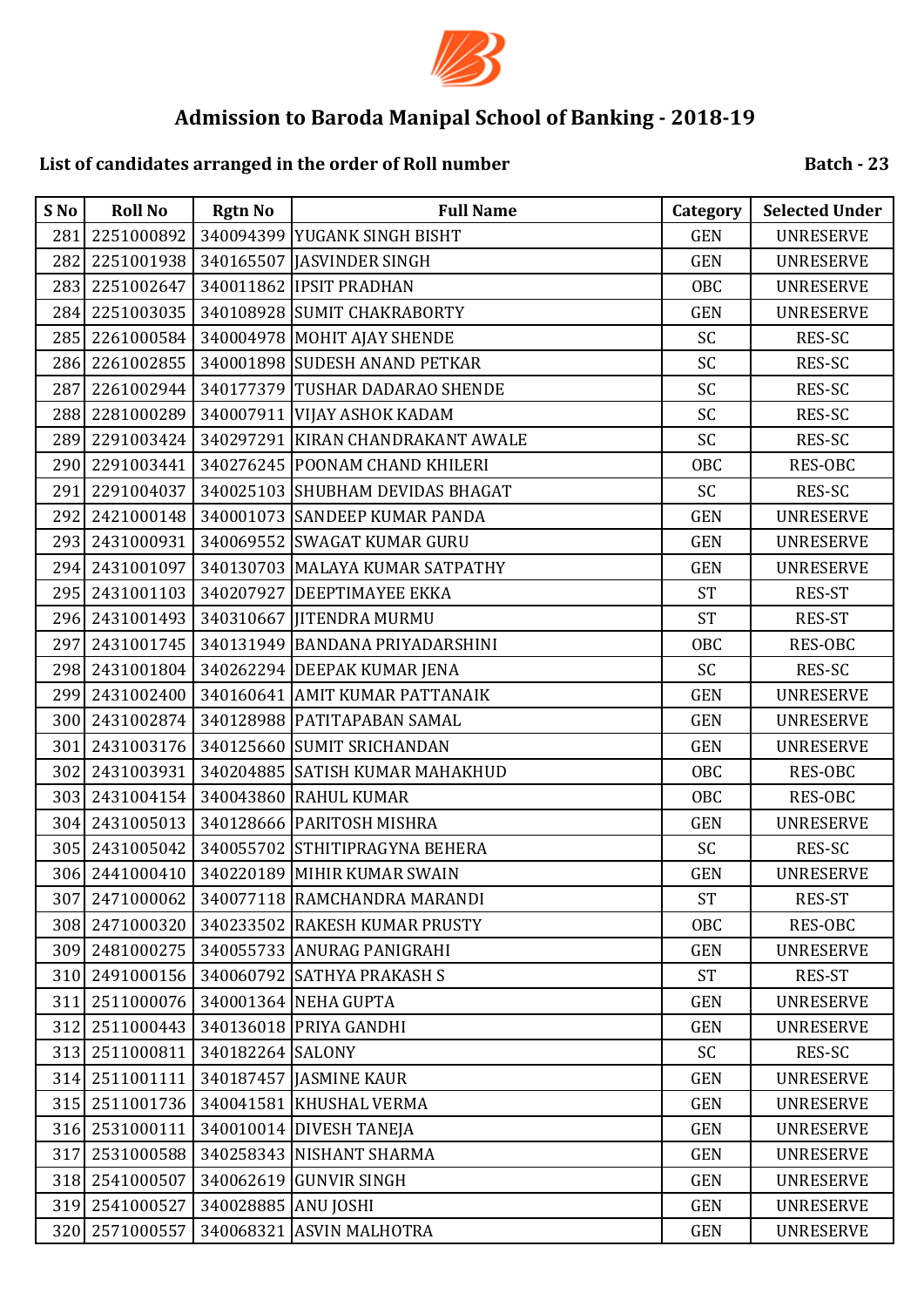# Admission to Baroda Manipal School of Banking - 2018-19

**List of candidates arranged in the order of Roll number** **Batch - 23**

| S No | Roll No | Rgtn No | Full Name | Category | Selected Under |
|---|---|---|---|---|---|
| 281 | 2251000892 | 340094399 | YUGANK SINGH BISHT | GEN | UNRESERVE |
| 282 | 2251001938 | 340165507 | JASVINDER SINGH | GEN | UNRESERVE |
| 283 | 2251002647 | 340011862 | IPSIT PRADHAN | OBC | UNRESERVE |
| 284 | 2251003035 | 340108928 | SUMIT CHAKRABORTY | GEN | UNRESERVE |
| 285 | 2261000584 | 340004978 | MOHIT AJAY SHENDE | SC | RES-SC |
| 286 | 2261002855 | 340001898 | SUDESH ANAND PETKAR | SC | RES-SC |
| 287 | 2261002944 | 340177379 | TUSHAR DADARAO SHENDE | SC | RES-SC |
| 288 | 2281000289 | 340007911 | VIJAY ASHOK KADAM | SC | RES-SC |
| 289 | 2291003424 | 340297291 | KIRAN CHANDRAKANT AWALE | SC | RES-SC |
| 290 | 2291003441 | 340276245 | POONAM CHAND KHILERI | OBC | RES-OBC |
| 291 | 2291004037 | 340025103 | SHUBHAM DEVIDAS BHAGAT | SC | RES-SC |
| 292 | 2421000148 | 340001073 | SANDEEP KUMAR PANDA | GEN | UNRESERVE |
| 293 | 2431000931 | 340069552 | SWAGAT KUMAR GURU | GEN | UNRESERVE |
| 294 | 2431001097 | 340130703 | MALAYA KUMAR SATPATHY | GEN | UNRESERVE |
| 295 | 2431001103 | 340207927 | DEEPTIMAYEE EKKA | ST | RES-ST |
| 296 | 2431001493 | 340310667 | JITENDRA MURMU | ST | RES-ST |
| 297 | 2431001745 | 340131949 | BANDANA PRIYADARSHINI | OBC | RES-OBC |
| 298 | 2431001804 | 340262294 | DEEPAK KUMAR JENA | SC | RES-SC |
| 299 | 2431002400 | 340160641 | AMIT KUMAR PATTANAIK | GEN | UNRESERVE |
| 300 | 2431002874 | 340128988 | PATITAPABAN SAMAL | GEN | UNRESERVE |
| 301 | 2431003176 | 340125660 | SUMIT SRICHANDAN | GEN | UNRESERVE |
| 302 | 2431003931 | 340204885 | SATISH KUMAR MAHAKHUD | OBC | RES-OBC |
| 303 | 2431004154 | 340043860 | RAHUL KUMAR | OBC | RES-OBC |
| 304 | 2431005013 | 340128666 | PARITOSH MISHRA | GEN | UNRESERVE |
| 305 | 2431005042 | 340055702 | STHITIPRAGYNA BEHERA | SC | RES-SC |
| 306 | 2441000410 | 340220189 | MIHIR KUMAR SWAIN | GEN | UNRESERVE |
| 307 | 2471000062 | 340077118 | RAMCHANDRA MARANDI | ST | RES-ST |
| 308 | 2471000320 | 340233502 | RAKESH KUMAR PRUSTY | OBC | RES-OBC |
| 309 | 2481000275 | 340055733 | ANURAG PANIGRAHI | GEN | UNRESERVE |
| 310 | 2491000156 | 340060792 | SATHYA PRAKASH S | ST | RES-ST |
| 311 | 2511000076 | 340001364 | NEHA GUPTA | GEN | UNRESERVE |
| 312 | 2511000443 | 340136018 | PRIYA GANDHI | GEN | UNRESERVE |
| 313 | 2511000811 | 340182264 | SALONY | SC | RES-SC |
| 314 | 2511001111 | 340187457 | JASMINE KAUR | GEN | UNRESERVE |
| 315 | 2511001736 | 340041581 | KHUSHAL VERMA | GEN | UNRESERVE |
| 316 | 2531000111 | 340010014 | DIVESH TANEJA | GEN | UNRESERVE |
| 317 | 2531000588 | 340258343 | NISHANT SHARMA | GEN | UNRESERVE |
| 318 | 2541000507 | 340062619 | GUNVIR SINGH | GEN | UNRESERVE |
| 319 | 2541000527 | 340028885 | ANU JOSHI | GEN | UNRESERVE |
| 320 | 2571000557 | 340068321 | ASVIN MALHOTRA | GEN | UNRESERVE |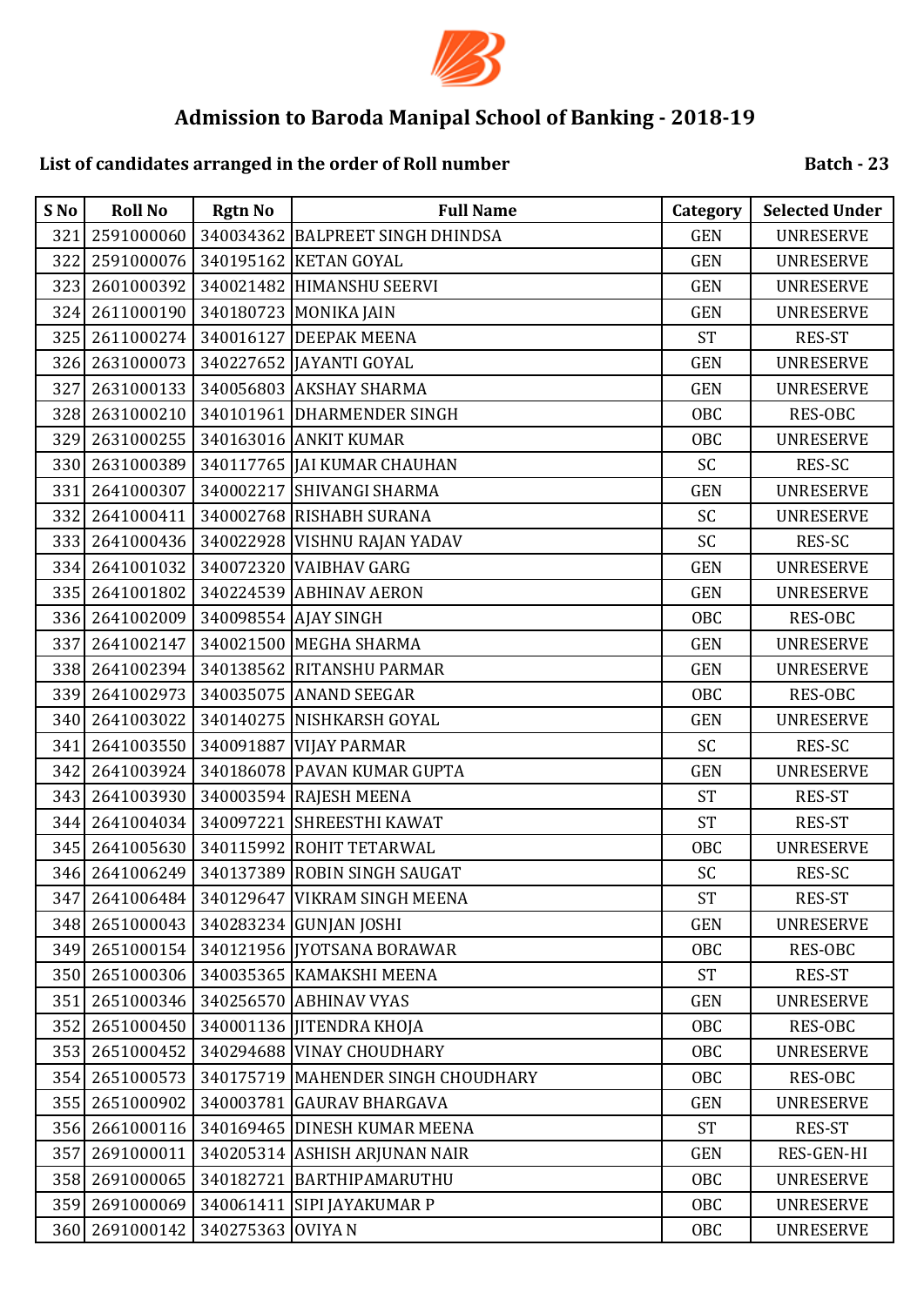# Admission to Baroda Manipal School of Banking - 2018-19

**List of candidates arranged in the order of Roll number** **Batch - 23**

| S No | Roll No | Rgtn No | Full Name | Category | Selected Under |
|---|---|---|---|---|---|
| 321 | 2591000060 | 340034362 | BALPREET SINGH DHINDSA | GEN | UNRESERVE |
| 322 | 2591000076 | 340195162 | KETAN GOYAL | GEN | UNRESERVE |
| 323 | 2601000392 | 340021482 | HIMANSHU SEERVI | GEN | UNRESERVE |
| 324 | 2611000190 | 340180723 | MONIKA JAIN | GEN | UNRESERVE |
| 325 | 2611000274 | 340016127 | DEEPAK MEENA | ST | RES-ST |
| 326 | 2631000073 | 340227652 | JAYANTI GOYAL | GEN | UNRESERVE |
| 327 | 2631000133 | 340056803 | AKSHAY SHARMA | GEN | UNRESERVE |
| 328 | 2631000210 | 340101961 | DHARMENDER SINGH | OBC | RES-OBC |
| 329 | 2631000255 | 340163016 | ANKIT KUMAR | OBC | UNRESERVE |
| 330 | 2631000389 | 340117765 | JAI KUMAR CHAUHAN | SC | RES-SC |
| 331 | 2641000307 | 340002217 | SHIVANGI SHARMA | GEN | UNRESERVE |
| 332 | 2641000411 | 340002768 | RISHABH SURANA | SC | UNRESERVE |
| 333 | 2641000436 | 340022928 | VISHNU RAJAN YADAV | SC | RES-SC |
| 334 | 2641001032 | 340072320 | VAIBHAV GARG | GEN | UNRESERVE |
| 335 | 2641001802 | 340224539 | ABHINAV AERON | GEN | UNRESERVE |
| 336 | 2641002009 | 340098554 | AJAY SINGH | OBC | RES-OBC |
| 337 | 2641002147 | 340021500 | MEGHA SHARMA | GEN | UNRESERVE |
| 338 | 2641002394 | 340138562 | RITANSHU PARMAR | GEN | UNRESERVE |
| 339 | 2641002973 | 340035075 | ANAND SEEGAR | OBC | RES-OBC |
| 340 | 2641003022 | 340140275 | NISHKARSH GOYAL | GEN | UNRESERVE |
| 341 | 2641003550 | 340091887 | VIJAY PARMAR | SC | RES-SC |
| 342 | 2641003924 | 340186078 | PAVAN KUMAR GUPTA | GEN | UNRESERVE |
| 343 | 2641003930 | 340003594 | RAJESH MEENA | ST | RES-ST |
| 344 | 2641004034 | 340097221 | SHREESTHI KAWAT | ST | RES-ST |
| 345 | 2641005630 | 340115992 | ROHIT TETARWAL | OBC | UNRESERVE |
| 346 | 2641006249 | 340137389 | ROBIN SINGH SAUGAT | SC | RES-SC |
| 347 | 2641006484 | 340129647 | VIKRAM SINGH MEENA | ST | RES-ST |
| 348 | 2651000043 | 340283234 | GUNJAN JOSHI | GEN | UNRESERVE |
| 349 | 2651000154 | 340121956 | JYOTSANA BORAWAR | OBC | RES-OBC |
| 350 | 2651000306 | 340035365 | KAMAKSHI MEENA | ST | RES-ST |
| 351 | 2651000346 | 340256570 | ABHINAV VYAS | GEN | UNRESERVE |
| 352 | 2651000450 | 340001136 | JITENDRA KHOJA | OBC | RES-OBC |
| 353 | 2651000452 | 340294688 | VINAY CHOUDHARY | OBC | UNRESERVE |
| 354 | 2651000573 | 340175719 | MAHENDER SINGH CHOUDHARY | OBC | RES-OBC |
| 355 | 2651000902 | 340003781 | GAURAV BHARGAVA | GEN | UNRESERVE |
| 356 | 2661000116 | 340169465 | DINESH KUMAR MEENA | ST | RES-ST |
| 357 | 2691000011 | 340205314 | ASHISH ARJUNAN NAIR | GEN | RES-GEN-HI |
| 358 | 2691000065 | 340182721 | BARTHIPAMARUTHU | OBC | UNRESERVE |
| 359 | 2691000069 | 340061411 | SIPI JAYAKUMAR P | OBC | UNRESERVE |
| 360 | 2691000142 | 340275363 | OVIYA N | OBC | UNRESERVE |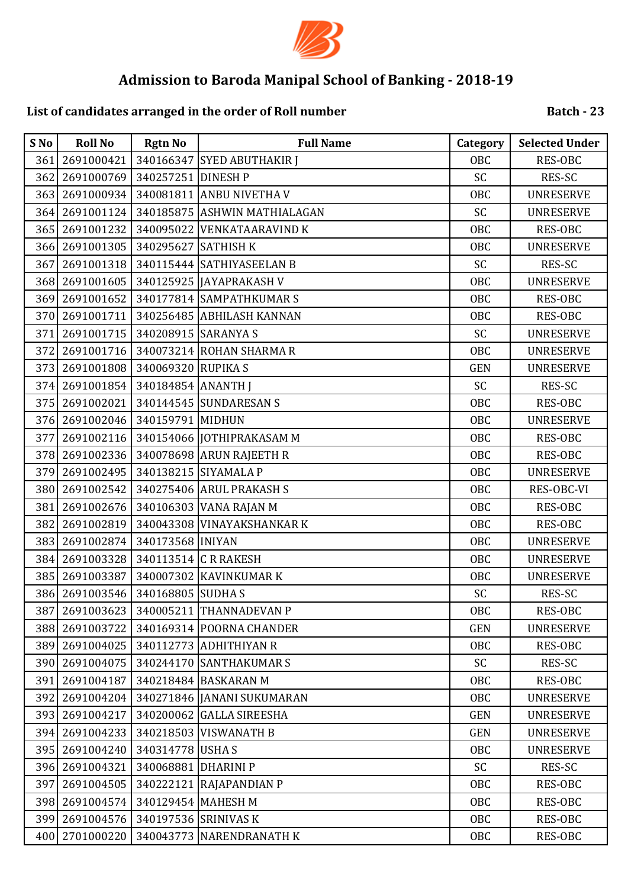# Admission to Baroda Manipal School of Banking - 2018-19

**List of candidates arranged in the order of Roll number** **Batch - 23**

| S No | Roll No | Rgtn No | Full Name | Category | Selected Under |
|---|---|---|---|---|---|
| 361 | 2691000421 | 340166347 | SYED ABUTHAKIR J | OBC | RES-OBC |
| 362 | 2691000769 | 340257251 | DINESH P | SC | RES-SC |
| 363 | 2691000934 | 340081811 | ANBU NIVETHA V | OBC | UNRESERVE |
| 364 | 2691001124 | 340185875 | ASHWIN MATHIALAGAN | SC | UNRESERVE |
| 365 | 2691001232 | 340095022 | VENKATAARAVIND K | OBC | RES-OBC |
| 366 | 2691001305 | 340295627 | SATHISH K | OBC | UNRESERVE |
| 367 | 2691001318 | 340115444 | SATHIYASEELAN B | SC | RES-SC |
| 368 | 2691001605 | 340125925 | JAYAPRAKASH V | OBC | UNRESERVE |
| 369 | 2691001652 | 340177814 | SAMPATHKUMAR S | OBC | RES-OBC |
| 370 | 2691001711 | 340256485 | ABHILASH KANNAN | OBC | RES-OBC |
| 371 | 2691001715 | 340208915 | SARANYA S | SC | UNRESERVE |
| 372 | 2691001716 | 340073214 | ROHAN SHARMA R | OBC | UNRESERVE |
| 373 | 2691001808 | 340069320 | RUPIKA S | GEN | UNRESERVE |
| 374 | 2691001854 | 340184854 | ANANTH J | SC | RES-SC |
| 375 | 2691002021 | 340144545 | SUNDARESAN S | OBC | RES-OBC |
| 376 | 2691002046 | 340159791 | MIDHUN | OBC | UNRESERVE |
| 377 | 2691002116 | 340154066 | JOTHIPRAKASAM M | OBC | RES-OBC |
| 378 | 2691002336 | 340078698 | ARUN RAJEETH R | OBC | RES-OBC |
| 379 | 2691002495 | 340138215 | SIYAMALA P | OBC | UNRESERVE |
| 380 | 2691002542 | 340275406 | ARUL PRAKASH S | OBC | RES-OBC-VI |
| 381 | 2691002676 | 340106303 | VANA RAJAN M | OBC | RES-OBC |
| 382 | 2691002819 | 340043308 | VINAYAKSHANKAR K | OBC | RES-OBC |
| 383 | 2691002874 | 340173568 | INIYAN | OBC | UNRESERVE |
| 384 | 2691003328 | 340113514 | C R RAKESH | OBC | UNRESERVE |
| 385 | 2691003387 | 340007302 | KAVINKUMAR K | OBC | UNRESERVE |
| 386 | 2691003546 | 340168805 | SUDHA S | SC | RES-SC |
| 387 | 2691003623 | 340005211 | THANNADEVAN P | OBC | RES-OBC |
| 388 | 2691003722 | 340169314 | POORNA CHANDER | GEN | UNRESERVE |
| 389 | 2691004025 | 340112773 | ADHITHIYAN R | OBC | RES-OBC |
| 390 | 2691004075 | 340244170 | SANTHAKUMAR S | SC | RES-SC |
| 391 | 2691004187 | 340218484 | BASKARAN M | OBC | RES-OBC |
| 392 | 2691004204 | 340271846 | JANANI SUKUMARAN | OBC | UNRESERVE |
| 393 | 2691004217 | 340200062 | GALLA SIREESHA | GEN | UNRESERVE |
| 394 | 2691004233 | 340218503 | VISWANATH B | GEN | UNRESERVE |
| 395 | 2691004240 | 340314778 | USHA S | OBC | UNRESERVE |
| 396 | 2691004321 | 340068881 | DHARINI P | SC | RES-SC |
| 397 | 2691004505 | 340222121 | RAJAPANDIAN P | OBC | RES-OBC |
| 398 | 2691004574 | 340129454 | MAHESH M | OBC | RES-OBC |
| 399 | 2691004576 | 340197536 | SRINIVAS K | OBC | RES-OBC |
| 400 | 2701000220 | 340043773 | NARENDRANATH K | OBC | RES-OBC |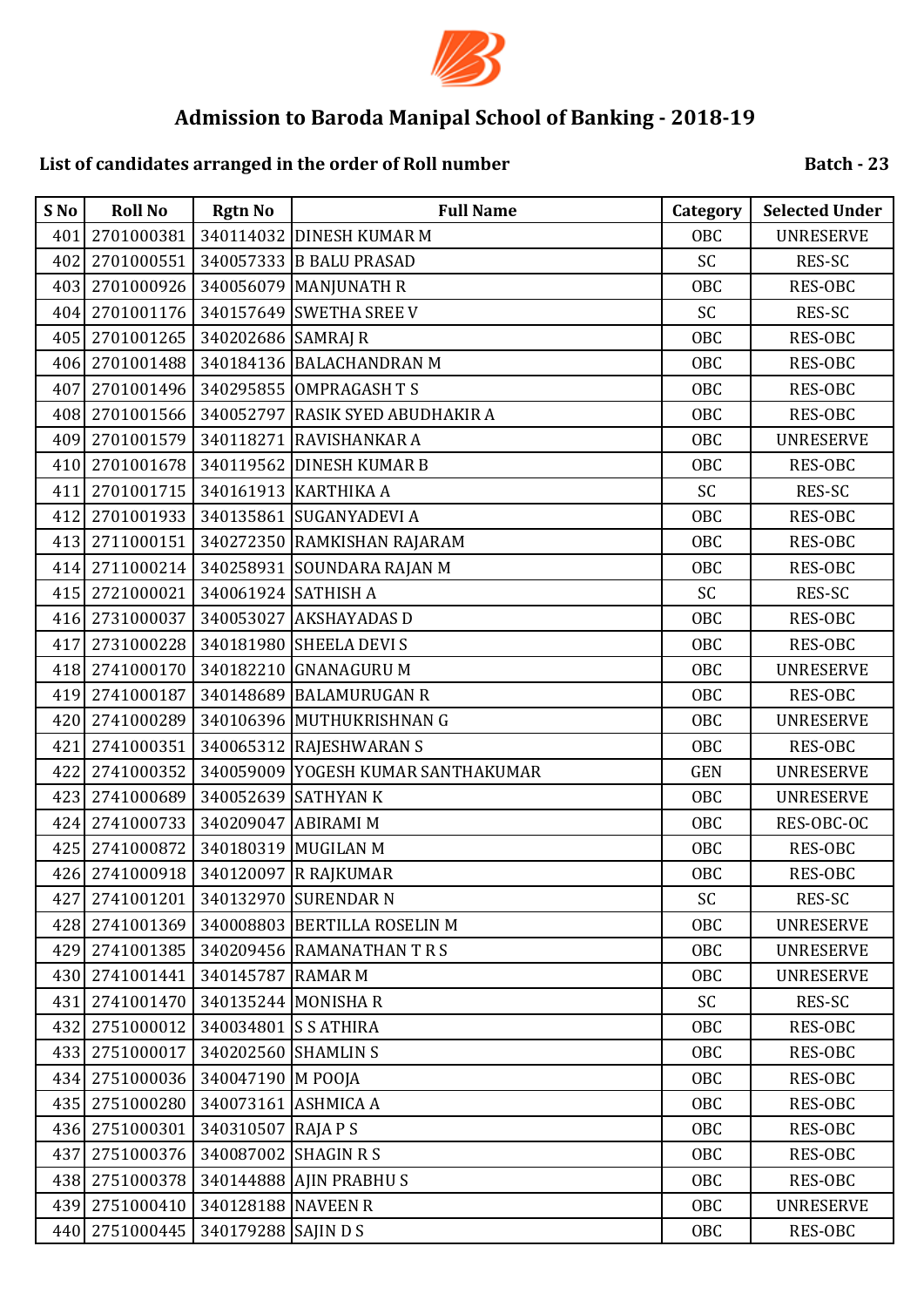# Admission to Baroda Manipal School of Banking - 2018-19

**List of candidates arranged in the order of Roll number** **Batch - 23**

| S No | Roll No | Rgtn No | Full Name | Category | Selected Under |
|---|---|---|---|---|---|
| 401 | 2701000381 | 340114032 | DINESH KUMAR M | OBC | UNRESERVE |
| 402 | 2701000551 | 340057333 | B BALU PRASAD | SC | RES-SC |
| 403 | 2701000926 | 340056079 | MANJUNATH R | OBC | RES-OBC |
| 404 | 2701001176 | 340157649 | SWETHA SREE V | SC | RES-SC |
| 405 | 2701001265 | 340202686 | SAMRAJ R | OBC | RES-OBC |
| 406 | 2701001488 | 340184136 | BALACHANDRAN M | OBC | RES-OBC |
| 407 | 2701001496 | 340295855 | OMPRAGASH T S | OBC | RES-OBC |
| 408 | 2701001566 | 340052797 | RASIK SYED ABUDHAKIR A | OBC | RES-OBC |
| 409 | 2701001579 | 340118271 | RAVISHANKAR A | OBC | UNRESERVE |
| 410 | 2701001678 | 340119562 | DINESH KUMAR B | OBC | RES-OBC |
| 411 | 2701001715 | 340161913 | KARTHIKA A | SC | RES-SC |
| 412 | 2701001933 | 340135861 | SUGANYADEVI A | OBC | RES-OBC |
| 413 | 2711000151 | 340272350 | RAMKISHAN RAJARAM | OBC | RES-OBC |
| 414 | 2711000214 | 340258931 | SOUNDARA RAJAN M | OBC | RES-OBC |
| 415 | 2721000021 | 340061924 | SATHISH A | SC | RES-SC |
| 416 | 2731000037 | 340053027 | AKSHAYADAS D | OBC | RES-OBC |
| 417 | 2731000228 | 340181980 | SHEELA DEVI S | OBC | RES-OBC |
| 418 | 2741000170 | 340182210 | GNANAGURU M | OBC | UNRESERVE |
| 419 | 2741000187 | 340148689 | BALAMURUGAN R | OBC | RES-OBC |
| 420 | 2741000289 | 340106396 | MUTHUKRISHNAN G | OBC | UNRESERVE |
| 421 | 2741000351 | 340065312 | RAJESHWARAN S | OBC | RES-OBC |
| 422 | 2741000352 | 340059009 | YOGESH KUMAR SANTHAKUMAR | GEN | UNRESERVE |
| 423 | 2741000689 | 340052639 | SATHYAN K | OBC | UNRESERVE |
| 424 | 2741000733 | 340209047 | ABIRAMI M | OBC | RES-OBC-OC |
| 425 | 2741000872 | 340180319 | MUGILAN M | OBC | RES-OBC |
| 426 | 2741000918 | 340120097 | R RAJKUMAR | OBC | RES-OBC |
| 427 | 2741001201 | 340132970 | SURENDAR N | SC | RES-SC |
| 428 | 2741001369 | 340008803 | BERTILLA ROSELIN M | OBC | UNRESERVE |
| 429 | 2741001385 | 340209456 | RAMANATHAN T R S | OBC | UNRESERVE |
| 430 | 2741001441 | 340145787 | RAMAR M | OBC | UNRESERVE |
| 431 | 2741001470 | 340135244 | MONISHA R | SC | RES-SC |
| 432 | 2751000012 | 340034801 | S S ATHIRA | OBC | RES-OBC |
| 433 | 2751000017 | 340202560 | SHAMLIN S | OBC | RES-OBC |
| 434 | 2751000036 | 340047190 | M POOJA | OBC | RES-OBC |
| 435 | 2751000280 | 340073161 | ASHMICA A | OBC | RES-OBC |
| 436 | 2751000301 | 340310507 | RAJA P S | OBC | RES-OBC |
| 437 | 2751000376 | 340087002 | SHAGIN R S | OBC | RES-OBC |
| 438 | 2751000378 | 340144888 | AJIN PRABHU S | OBC | RES-OBC |
| 439 | 2751000410 | 340128188 | NAVEEN R | OBC | UNRESERVE |
| 440 | 2751000445 | 340179288 | SAJIN D S | OBC | RES-OBC |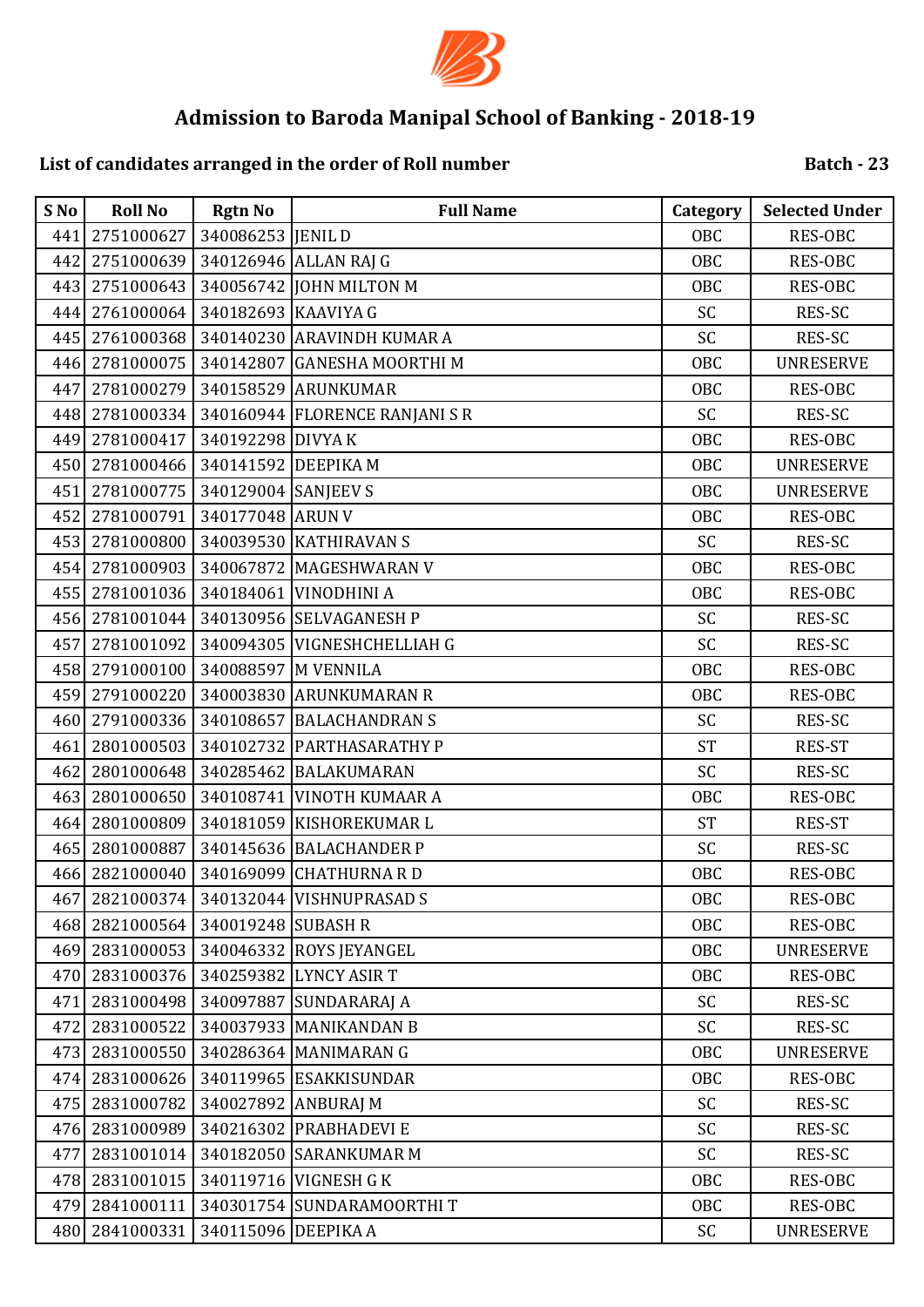# Admission to Baroda Manipal School of Banking - 2018-19

**List of candidates arranged in the order of Roll number** **Batch - 23**

| S No | Roll No | Rgtn No | Full Name | Category | Selected Under |
|---|---|---|---|---|---|
| 441 | 2751000627 | 340086253 | JENIL D | OBC | RES-OBC |
| 442 | 2751000639 | 340126946 | ALLAN RAJ G | OBC | RES-OBC |
| 443 | 2751000643 | 340056742 | JOHN MILTON M | OBC | RES-OBC |
| 444 | 2761000064 | 340182693 | KAAVIYA G | SC | RES-SC |
| 445 | 2761000368 | 340140230 | ARAVINDH KUMAR A | SC | RES-SC |
| 446 | 2781000075 | 340142807 | GANESHA MOORTHI M | OBC | UNRESERVE |
| 447 | 2781000279 | 340158529 | ARUNKUMAR | OBC | RES-OBC |
| 448 | 2781000334 | 340160944 | FLORENCE RANJANI S R | SC | RES-SC |
| 449 | 2781000417 | 340192298 | DIVYA K | OBC | RES-OBC |
| 450 | 2781000466 | 340141592 | DEEPIKA M | OBC | UNRESERVE |
| 451 | 2781000775 | 340129004 | SANJEEV S | OBC | UNRESERVE |
| 452 | 2781000791 | 340177048 | ARUN V | OBC | RES-OBC |
| 453 | 2781000800 | 340039530 | KATHIRAVAN S | SC | RES-SC |
| 454 | 2781000903 | 340067872 | MAGESHWARAN V | OBC | RES-OBC |
| 455 | 2781001036 | 340184061 | VINODHINI A | OBC | RES-OBC |
| 456 | 2781001044 | 340130956 | SELVAGANESH P | SC | RES-SC |
| 457 | 2781001092 | 340094305 | VIGNESHCHELLIAH G | SC | RES-SC |
| 458 | 2791000100 | 340088597 | M VENNILA | OBC | RES-OBC |
| 459 | 2791000220 | 340003830 | ARUNKUMARAN R | OBC | RES-OBC |
| 460 | 2791000336 | 340108657 | BALACHANDRAN S | SC | RES-SC |
| 461 | 2801000503 | 340102732 | PARTHASARATHY P | ST | RES-ST |
| 462 | 2801000648 | 340285462 | BALAKUMARAN | SC | RES-SC |
| 463 | 2801000650 | 340108741 | VINOTH KUMAAR A | OBC | RES-OBC |
| 464 | 2801000809 | 340181059 | KISHOREKUMAR L | ST | RES-ST |
| 465 | 2801000887 | 340145636 | BALACHANDER P | SC | RES-SC |
| 466 | 2821000040 | 340169099 | CHATHURNA R D | OBC | RES-OBC |
| 467 | 2821000374 | 340132044 | VISHNUPRASAD S | OBC | RES-OBC |
| 468 | 2821000564 | 340019248 | SUBASH R | OBC | RES-OBC |
| 469 | 2831000053 | 340046332 | ROYS JEYANGEL | OBC | UNRESERVE |
| 470 | 2831000376 | 340259382 | LYNCY ASIR T | OBC | RES-OBC |
| 471 | 2831000498 | 340097887 | SUNDARARAJ A | SC | RES-SC |
| 472 | 2831000522 | 340037933 | MANIKANDAN B | SC | RES-SC |
| 473 | 2831000550 | 340286364 | MANIMARAN G | OBC | UNRESERVE |
| 474 | 2831000626 | 340119965 | ESAKKISUNDAR | OBC | RES-OBC |
| 475 | 2831000782 | 340027892 | ANBURAJ M | SC | RES-SC |
| 476 | 2831000989 | 340216302 | PRABHADEVI E | SC | RES-SC |
| 477 | 2831001014 | 340182050 | SARANKUMAR M | SC | RES-SC |
| 478 | 2831001015 | 340119716 | VIGNESH G K | OBC | RES-OBC |
| 479 | 2841000111 | 340301754 | SUNDARAMOORTHI T | OBC | RES-OBC |
| 480 | 2841000331 | 340115096 | DEEPIKA A | SC | UNRESERVE |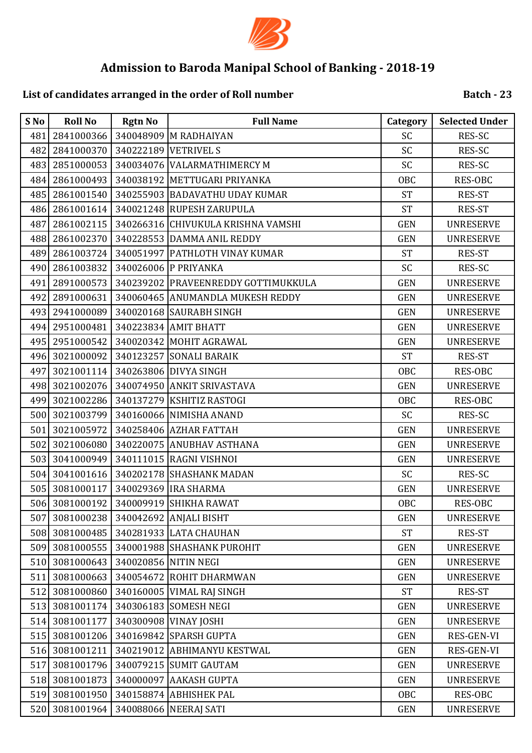# Admission to Baroda Manipal School of Banking - 2018-19

**List of candidates arranged in the order of Roll number** **Batch - 23**

| S No | Roll No | Rgtn No | Full Name | Category | Selected Under |
|---|---|---|---|---|---|
| 481 | 2841000366 | 340048909 | M RADHAIYAN | SC | RES-SC |
| 482 | 2841000370 | 340222189 | VETRIVEL S | SC | RES-SC |
| 483 | 2851000053 | 340034076 | VALARMATHIMERCY M | SC | RES-SC |
| 484 | 2861000493 | 340038192 | METTUGARI PRIYANKA | OBC | RES-OBC |
| 485 | 2861001540 | 340255903 | BADAVATHU UDAY KUMAR | ST | RES-ST |
| 486 | 2861001614 | 340021248 | RUPESH ZARUPULA | ST | RES-ST |
| 487 | 2861002115 | 340266316 | CHIVUKULA KRISHNA VAMSHI | GEN | UNRESERVE |
| 488 | 2861002370 | 340228553 | DAMMA ANIL REDDY | GEN | UNRESERVE |
| 489 | 2861003724 | 340051997 | PATHLOTH VINAY KUMAR | ST | RES-ST |
| 490 | 2861003832 | 340026006 | P PRIYANKA | SC | RES-SC |
| 491 | 2891000573 | 340239202 | PRAVEENREDDY GOTTIMUKKULA | GEN | UNRESERVE |
| 492 | 2891000631 | 340060465 | ANUMANDLA MUKESH REDDY | GEN | UNRESERVE |
| 493 | 2941000089 | 340020168 | SAURABH SINGH | GEN | UNRESERVE |
| 494 | 2951000481 | 340223834 | AMIT BHATT | GEN | UNRESERVE |
| 495 | 2951000542 | 340020342 | MOHIT AGRAWAL | GEN | UNRESERVE |
| 496 | 3021000092 | 340123257 | SONALI BARAIK | ST | RES-ST |
| 497 | 3021001114 | 340263806 | DIVYA SINGH | OBC | RES-OBC |
| 498 | 3021002076 | 340074950 | ANKIT SRIVASTAVA | GEN | UNRESERVE |
| 499 | 3021002286 | 340137279 | KSHITIZ RASTOGI | OBC | RES-OBC |
| 500 | 3021003799 | 340160066 | NIMISHA ANAND | SC | RES-SC |
| 501 | 3021005972 | 340258406 | AZHAR FATTAH | GEN | UNRESERVE |
| 502 | 3021006080 | 340220075 | ANUBHAV ASTHANA | GEN | UNRESERVE |
| 503 | 3041000949 | 340111015 | RAGNI VISHNOI | GEN | UNRESERVE |
| 504 | 3041001616 | 340202178 | SHASHANK MADAN | SC | RES-SC |
| 505 | 3081000117 | 340029369 | IRA SHARMA | GEN | UNRESERVE |
| 506 | 3081000192 | 340009919 | SHIKHA RAWAT | OBC | RES-OBC |
| 507 | 3081000238 | 340042692 | ANJALI BISHT | GEN | UNRESERVE |
| 508 | 3081000485 | 340281933 | LATA CHAUHAN | ST | RES-ST |
| 509 | 3081000555 | 340001988 | SHASHANK PUROHIT | GEN | UNRESERVE |
| 510 | 3081000643 | 340020856 | NITIN NEGI | GEN | UNRESERVE |
| 511 | 3081000663 | 340054672 | ROHIT DHARMWAN | GEN | UNRESERVE |
| 512 | 3081000860 | 340160005 | VIMAL RAJ SINGH | ST | RES-ST |
| 513 | 3081001174 | 340306183 | SOMESH NEGI | GEN | UNRESERVE |
| 514 | 3081001177 | 340300908 | VINAY JOSHI | GEN | UNRESERVE |
| 515 | 3081001206 | 340169842 | SPARSH GUPTA | GEN | RES-GEN-VI |
| 516 | 3081001211 | 340219012 | ABHIMANYU KESTWAL | GEN | RES-GEN-VI |
| 517 | 3081001796 | 340079215 | SUMIT GAUTAM | GEN | UNRESERVE |
| 518 | 3081001873 | 340000097 | AAKASH GUPTA | GEN | UNRESERVE |
| 519 | 3081001950 | 340158874 | ABHISHEK PAL | OBC | RES-OBC |
| 520 | 3081001964 | 340088066 | NEERAJ SATI | GEN | UNRESERVE |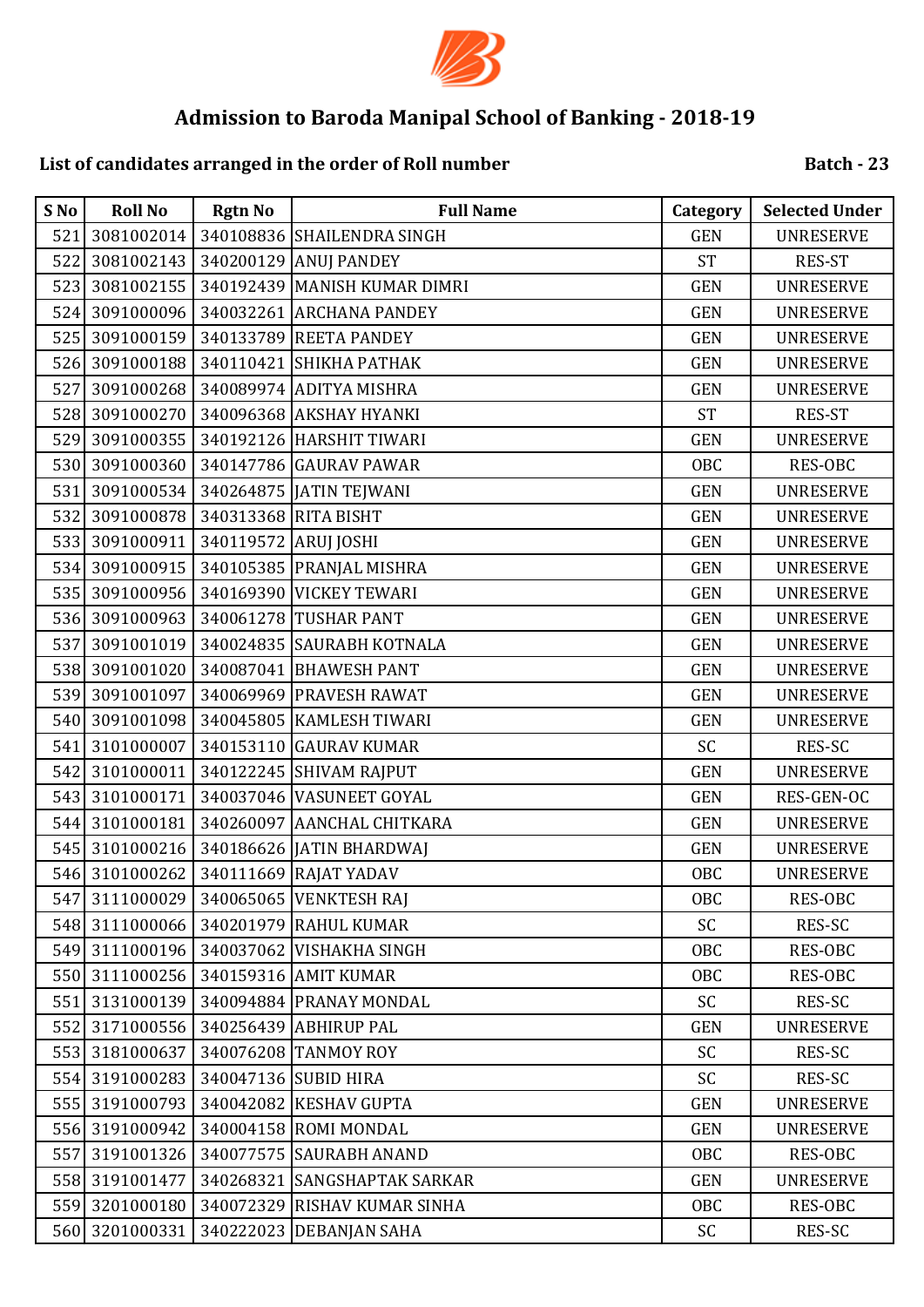# Admission to Baroda Manipal School of Banking - 2018-19

**List of candidates arranged in the order of Roll number** **Batch - 23**

| S No | Roll No | Rgtn No | Full Name | Category | Selected Under |
|---|---|---|---|---|---|
| 521 | 3081002014 | 340108836 | SHAILENDRA SINGH | GEN | UNRESERVE |
| 522 | 3081002143 | 340200129 | ANUJ PANDEY | ST | RES-ST |
| 523 | 3081002155 | 340192439 | MANISH KUMAR DIMRI | GEN | UNRESERVE |
| 524 | 3091000096 | 340032261 | ARCHANA PANDEY | GEN | UNRESERVE |
| 525 | 3091000159 | 340133789 | REETA PANDEY | GEN | UNRESERVE |
| 526 | 3091000188 | 340110421 | SHIKHA PATHAK | GEN | UNRESERVE |
| 527 | 3091000268 | 340089974 | ADITYA MISHRA | GEN | UNRESERVE |
| 528 | 3091000270 | 340096368 | AKSHAY HYANKI | ST | RES-ST |
| 529 | 3091000355 | 340192126 | HARSHIT TIWARI | GEN | UNRESERVE |
| 530 | 3091000360 | 340147786 | GAURAV PAWAR | OBC | RES-OBC |
| 531 | 3091000534 | 340264875 | JATIN TEJWANI | GEN | UNRESERVE |
| 532 | 3091000878 | 340313368 | RITA BISHT | GEN | UNRESERVE |
| 533 | 3091000911 | 340119572 | ARUJ JOSHI | GEN | UNRESERVE |
| 534 | 3091000915 | 340105385 | PRANJAL MISHRA | GEN | UNRESERVE |
| 535 | 3091000956 | 340169390 | VICKEY TEWARI | GEN | UNRESERVE |
| 536 | 3091000963 | 340061278 | TUSHAR PANT | GEN | UNRESERVE |
| 537 | 3091001019 | 340024835 | SAURABH KOTNALA | GEN | UNRESERVE |
| 538 | 3091001020 | 340087041 | BHAWESH PANT | GEN | UNRESERVE |
| 539 | 3091001097 | 340069969 | PRAVESH RAWAT | GEN | UNRESERVE |
| 540 | 3091001098 | 340045805 | KAMLESH TIWARI | GEN | UNRESERVE |
| 541 | 3101000007 | 340153110 | GAURAV KUMAR | SC | RES-SC |
| 542 | 3101000011 | 340122245 | SHIVAM RAJPUT | GEN | UNRESERVE |
| 543 | 3101000171 | 340037046 | VASUNEET GOYAL | GEN | RES-GEN-OC |
| 544 | 3101000181 | 340260097 | AANCHAL CHITKARA | GEN | UNRESERVE |
| 545 | 3101000216 | 340186626 | JATIN BHARDWAJ | GEN | UNRESERVE |
| 546 | 3101000262 | 340111669 | RAJAT YADAV | OBC | UNRESERVE |
| 547 | 3111000029 | 340065065 | VENKTESH RAJ | OBC | RES-OBC |
| 548 | 3111000066 | 340201979 | RAHUL KUMAR | SC | RES-SC |
| 549 | 3111000196 | 340037062 | VISHAKHA SINGH | OBC | RES-OBC |
| 550 | 3111000256 | 340159316 | AMIT KUMAR | OBC | RES-OBC |
| 551 | 3131000139 | 340094884 | PRANAY MONDAL | SC | RES-SC |
| 552 | 3171000556 | 340256439 | ABHIRUP PAL | GEN | UNRESERVE |
| 553 | 3181000637 | 340076208 | TANMOY ROY | SC | RES-SC |
| 554 | 3191000283 | 340047136 | SUBID HIRA | SC | RES-SC |
| 555 | 3191000793 | 340042082 | KESHAV GUPTA | GEN | UNRESERVE |
| 556 | 3191000942 | 340004158 | ROMI MONDAL | GEN | UNRESERVE |
| 557 | 3191001326 | 340077575 | SAURABH ANAND | OBC | RES-OBC |
| 558 | 3191001477 | 340268321 | SANGSHAPTAK SARKAR | GEN | UNRESERVE |
| 559 | 3201000180 | 340072329 | RISHAV KUMAR SINHA | OBC | RES-OBC |
| 560 | 3201000331 | 340222023 | DEBANJAN SAHA | SC | RES-SC |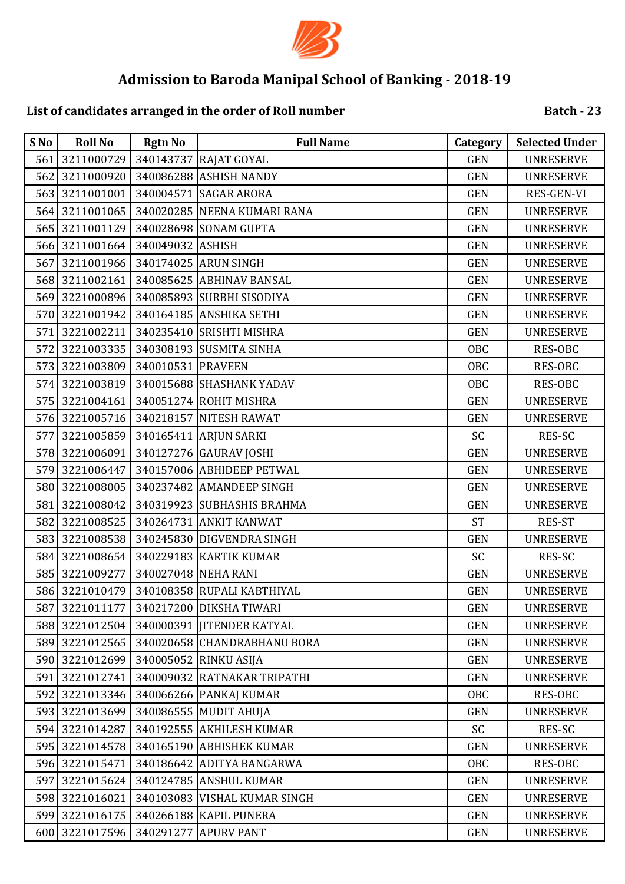# Admission to Baroda Manipal School of Banking - 2018-19

**List of candidates arranged in the order of Roll number** **Batch - 23**

| S No | Roll No | Rgtn No | Full Name | Category | Selected Under |
|---|---|---|---|---|---|
| 561 | 3211000729 | 340143737 | RAJAT GOYAL | GEN | UNRESERVE |
| 562 | 3211000920 | 340086288 | ASHISH NANDY | GEN | UNRESERVE |
| 563 | 3211001001 | 340004571 | SAGAR ARORA | GEN | RES-GEN-VI |
| 564 | 3211001065 | 340020285 | NEENA KUMARI RANA | GEN | UNRESERVE |
| 565 | 3211001129 | 340028698 | SONAM GUPTA | GEN | UNRESERVE |
| 566 | 3211001664 | 340049032 | ASHISH | GEN | UNRESERVE |
| 567 | 3211001966 | 340174025 | ARUN SINGH | GEN | UNRESERVE |
| 568 | 3211002161 | 340085625 | ABHINAV BANSAL | GEN | UNRESERVE |
| 569 | 3221000896 | 340085893 | SURBHI SISODIYA | GEN | UNRESERVE |
| 570 | 3221001942 | 340164185 | ANSHIKA SETHI | GEN | UNRESERVE |
| 571 | 3221002211 | 340235410 | SRISHTI MISHRA | GEN | UNRESERVE |
| 572 | 3221003335 | 340308193 | SUSMITA SINHA | OBC | RES-OBC |
| 573 | 3221003809 | 340010531 | PRAVEEN | OBC | RES-OBC |
| 574 | 3221003819 | 340015688 | SHASHANK YADAV | OBC | RES-OBC |
| 575 | 3221004161 | 340051274 | ROHIT MISHRA | GEN | UNRESERVE |
| 576 | 3221005716 | 340218157 | NITESH RAWAT | GEN | UNRESERVE |
| 577 | 3221005859 | 340165411 | ARJUN SARKI | SC | RES-SC |
| 578 | 3221006091 | 340127276 | GAURAV JOSHI | GEN | UNRESERVE |
| 579 | 3221006447 | 340157006 | ABHIDEEP PETWAL | GEN | UNRESERVE |
| 580 | 3221008005 | 340237482 | AMANDEEP SINGH | GEN | UNRESERVE |
| 581 | 3221008042 | 340319923 | SUBHASHIS BRAHMA | GEN | UNRESERVE |
| 582 | 3221008525 | 340264731 | ANKIT KANWAT | ST | RES-ST |
| 583 | 3221008538 | 340245830 | DIGVENDRA SINGH | GEN | UNRESERVE |
| 584 | 3221008654 | 340229183 | KARTIK KUMAR | SC | RES-SC |
| 585 | 3221009277 | 340027048 | NEHA RANI | GEN | UNRESERVE |
| 586 | 3221010479 | 340108358 | RUPALI KABTHIYAL | GEN | UNRESERVE |
| 587 | 3221011177 | 340217200 | DIKSHA TIWARI | GEN | UNRESERVE |
| 588 | 3221012504 | 340000391 | JITENDER KATYAL | GEN | UNRESERVE |
| 589 | 3221012565 | 340020658 | CHANDRABHANU BORA | GEN | UNRESERVE |
| 590 | 3221012699 | 340005052 | RINKU ASIJA | GEN | UNRESERVE |
| 591 | 3221012741 | 340009032 | RATNAKAR TRIPATHI | GEN | UNRESERVE |
| 592 | 3221013346 | 340066266 | PANKAJ KUMAR | OBC | RES-OBC |
| 593 | 3221013699 | 340086555 | MUDIT AHUJA | GEN | UNRESERVE |
| 594 | 3221014287 | 340192555 | AKHILESH KUMAR | SC | RES-SC |
| 595 | 3221014578 | 340165190 | ABHISHEK KUMAR | GEN | UNRESERVE |
| 596 | 3221015471 | 340186642 | ADITYA BANGARWA | OBC | RES-OBC |
| 597 | 3221015624 | 340124785 | ANSHUL KUMAR | GEN | UNRESERVE |
| 598 | 3221016021 | 340103083 | VISHAL KUMAR SINGH | GEN | UNRESERVE |
| 599 | 3221016175 | 340266188 | KAPIL PUNERA | GEN | UNRESERVE |
| 600 | 3221017596 | 340291277 | APURV PANT | GEN | UNRESERVE |